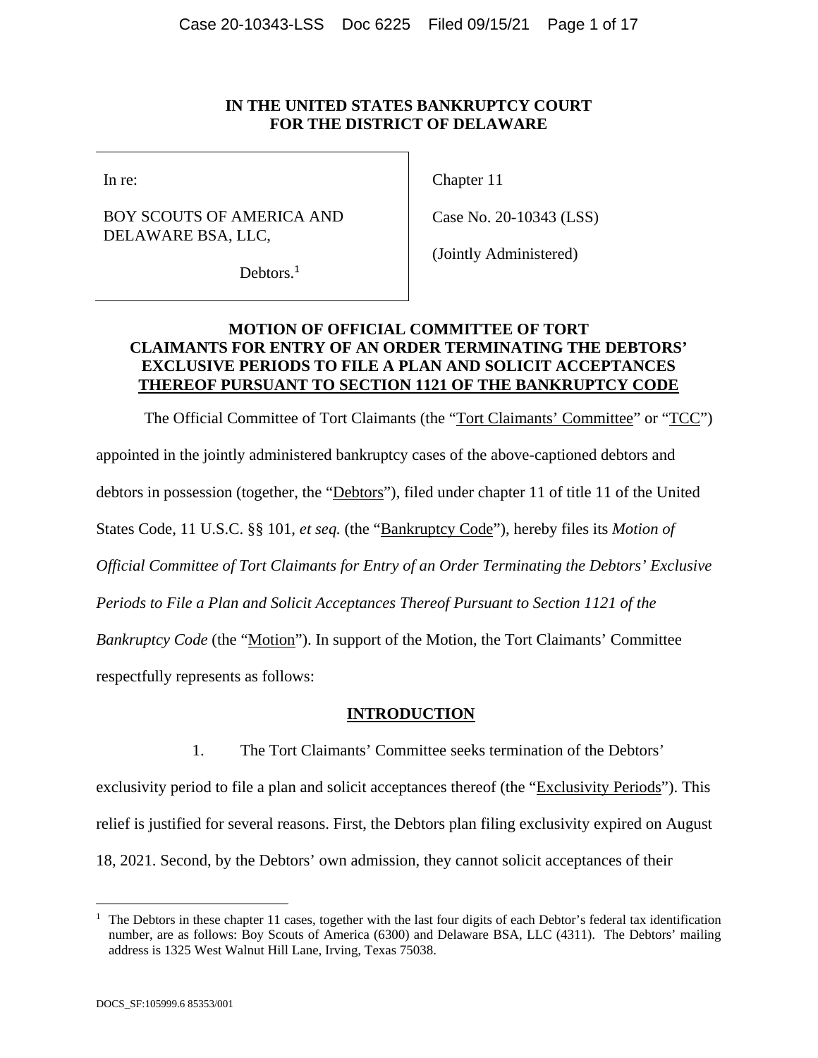**IN THE UNITED STATES BANKRUPTCY COURT**
**FOR THE DISTRICT OF DELAWARE**

| | |
|---|---|
| In re:<br><br>BOY SCOUTS OF AMERICA AND DELAWARE BSA, LLC,<br><br>Debtors.[1] | Chapter 11<br><br>Case No. 20-10343 (LSS)<br><br>(Jointly Administered) |

**MOTION OF OFFICIAL COMMITTEE OF TORT CLAIMANTS FOR ENTRY OF AN ORDER TERMINATING THE DEBTORS' EXCLUSIVE PERIODS TO FILE A PLAN AND SOLICIT ACCEPTANCES THEREOF PURSUANT TO SECTION 1121 OF THE BANKRUPTCY CODE**

The Official Committee of Tort Claimants (the "Tort Claimants' Committee" or "TCC") appointed in the jointly administered bankruptcy cases of the above-captioned debtors and debtors in possession (together, the "Debtors"), filed under chapter 11 of title 11 of the United States Code, 11 U.S.C. §§ 101, *et seq.* (the "Bankruptcy Code"), hereby files its *Motion of Official Committee of Tort Claimants for Entry of an Order Terminating the Debtors' Exclusive Periods to File a Plan and Solicit Acceptances Thereof Pursuant to Section 1121 of the Bankruptcy Code* (the "Motion"). In support of the Motion, the Tort Claimants' Committee respectfully represents as follows:

## INTRODUCTION

1. The Tort Claimants' Committee seeks termination of the Debtors' exclusivity period to file a plan and solicit acceptances thereof (the "Exclusivity Periods"). This relief is justified for several reasons. First, the Debtors plan filing exclusivity expired on August 18, 2021. Second, by the Debtors' own admission, they cannot solicit acceptances of their

[1] The Debtors in these chapter 11 cases, together with the last four digits of each Debtor's federal tax identification number, are as follows: Boy Scouts of America (6300) and Delaware BSA, LLC (4311). The Debtors' mailing address is 1325 West Walnut Hill Lane, Irving, Texas 75038.

DOCS_SF:105999.6 85353/001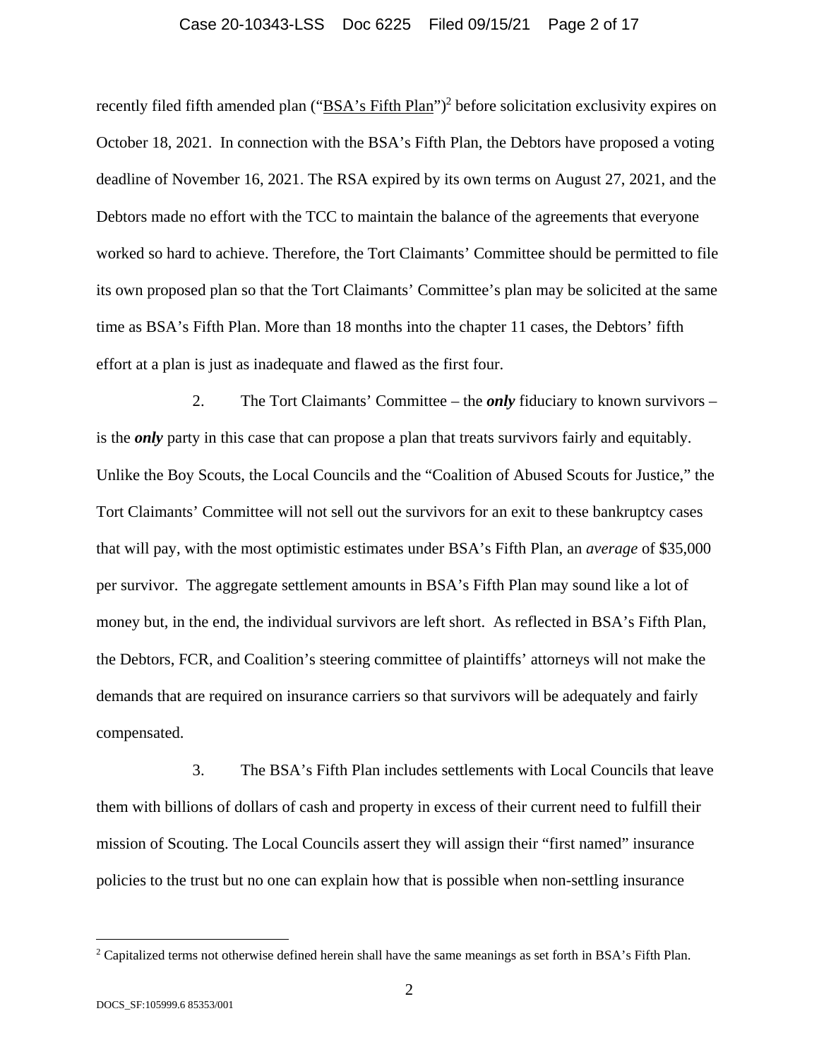recently filed fifth amended plan ("BSA's Fifth Plan")[2] before solicitation exclusivity expires on October 18, 2021. In connection with the BSA's Fifth Plan, the Debtors have proposed a voting deadline of November 16, 2021. The RSA expired by its own terms on August 27, 2021, and the Debtors made no effort with the TCC to maintain the balance of the agreements that everyone worked so hard to achieve. Therefore, the Tort Claimants' Committee should be permitted to file its own proposed plan so that the Tort Claimants' Committee's plan may be solicited at the same time as BSA's Fifth Plan. More than 18 months into the chapter 11 cases, the Debtors' fifth effort at a plan is just as inadequate and flawed as the first four.

2. The Tort Claimants' Committee – the ***only*** fiduciary to known survivors – is the ***only*** party in this case that can propose a plan that treats survivors fairly and equitably. Unlike the Boy Scouts, the Local Councils and the "Coalition of Abused Scouts for Justice," the Tort Claimants' Committee will not sell out the survivors for an exit to these bankruptcy cases that will pay, with the most optimistic estimates under BSA's Fifth Plan, an *average* of $35,000 per survivor. The aggregate settlement amounts in BSA's Fifth Plan may sound like a lot of money but, in the end, the individual survivors are left short. As reflected in BSA's Fifth Plan, the Debtors, FCR, and Coalition's steering committee of plaintiffs' attorneys will not make the demands that are required on insurance carriers so that survivors will be adequately and fairly compensated.

3. The BSA's Fifth Plan includes settlements with Local Councils that leave them with billions of dollars of cash and property in excess of their current need to fulfill their mission of Scouting. The Local Councils assert they will assign their "first named" insurance policies to the trust but no one can explain how that is possible when non-settling insurance

[2] Capitalized terms not otherwise defined herein shall have the same meanings as set forth in BSA's Fifth Plan.

DOCS_SF:105999.6 85353/001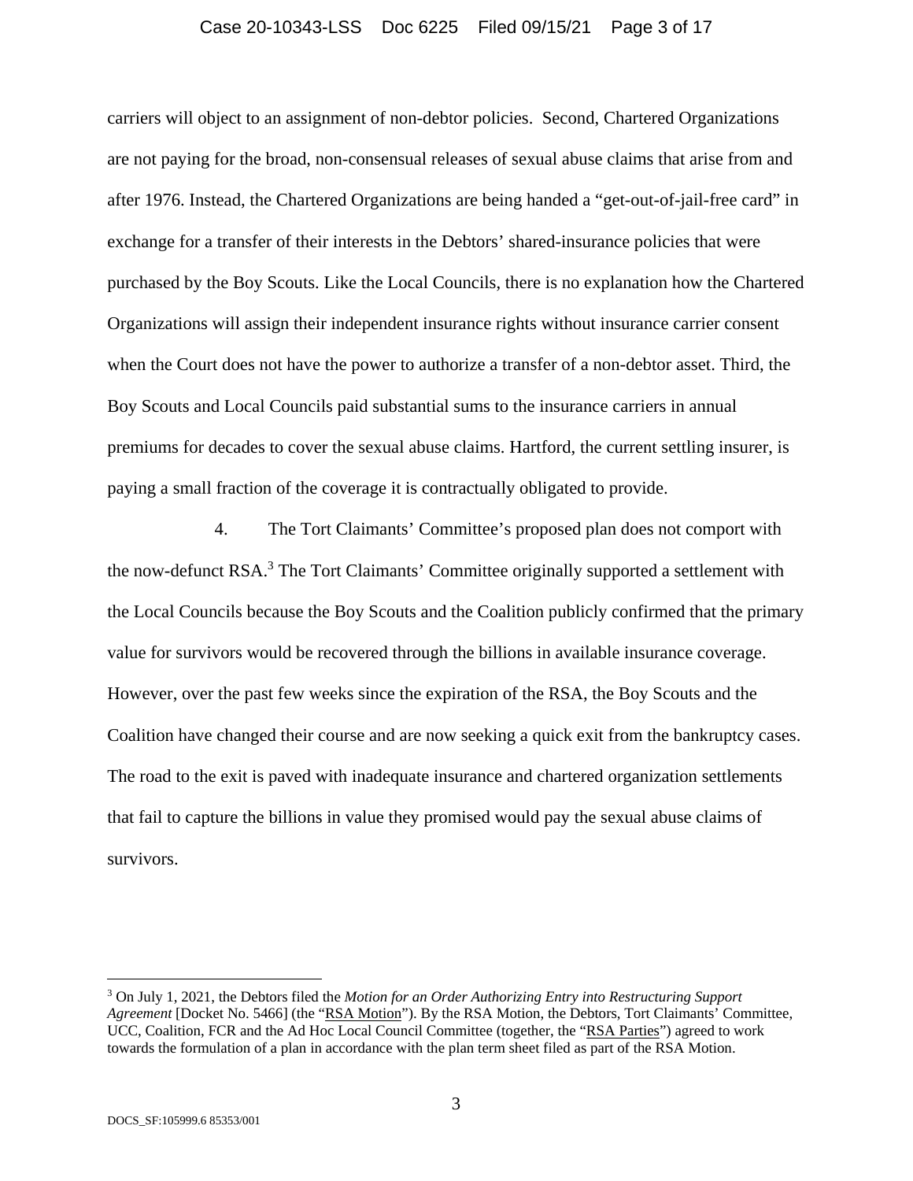carriers will object to an assignment of non-debtor policies. Second, Chartered Organizations are not paying for the broad, non-consensual releases of sexual abuse claims that arise from and after 1976. Instead, the Chartered Organizations are being handed a "get-out-of-jail-free card" in exchange for a transfer of their interests in the Debtors' shared-insurance policies that were purchased by the Boy Scouts. Like the Local Councils, there is no explanation how the Chartered Organizations will assign their independent insurance rights without insurance carrier consent when the Court does not have the power to authorize a transfer of a non-debtor asset. Third, the Boy Scouts and Local Councils paid substantial sums to the insurance carriers in annual premiums for decades to cover the sexual abuse claims. Hartford, the current settling insurer, is paying a small fraction of the coverage it is contractually obligated to provide.

4. The Tort Claimants' Committee's proposed plan does not comport with the now-defunct RSA.[3] The Tort Claimants' Committee originally supported a settlement with the Local Councils because the Boy Scouts and the Coalition publicly confirmed that the primary value for survivors would be recovered through the billions in available insurance coverage. However, over the past few weeks since the expiration of the RSA, the Boy Scouts and the Coalition have changed their course and are now seeking a quick exit from the bankruptcy cases. The road to the exit is paved with inadequate insurance and chartered organization settlements that fail to capture the billions in value they promised would pay the sexual abuse claims of survivors.

---

[3] On July 1, 2021, the Debtors filed the *Motion for an Order Authorizing Entry into Restructuring Support Agreement* [Docket No. 5466] (the "RSA Motion"). By the RSA Motion, the Debtors, Tort Claimants' Committee, UCC, Coalition, FCR and the Ad Hoc Local Council Committee (together, the "RSA Parties") agreed to work towards the formulation of a plan in accordance with the plan term sheet filed as part of the RSA Motion.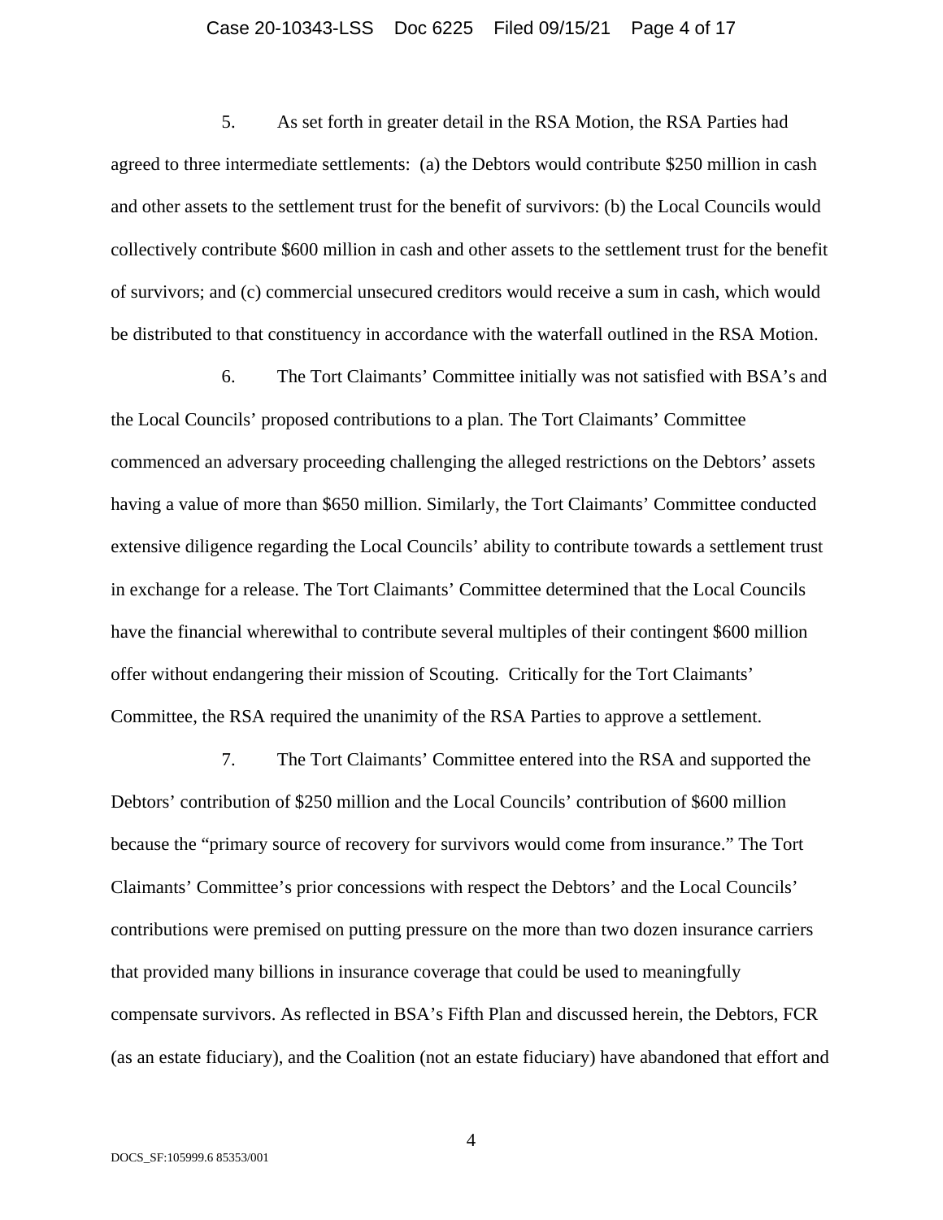5. As set forth in greater detail in the RSA Motion, the RSA Parties had agreed to three intermediate settlements: (a) the Debtors would contribute $250 million in cash and other assets to the settlement trust for the benefit of survivors: (b) the Local Councils would collectively contribute $600 million in cash and other assets to the settlement trust for the benefit of survivors; and (c) commercial unsecured creditors would receive a sum in cash, which would be distributed to that constituency in accordance with the waterfall outlined in the RSA Motion.

6. The Tort Claimants' Committee initially was not satisfied with BSA's and the Local Councils' proposed contributions to a plan. The Tort Claimants' Committee commenced an adversary proceeding challenging the alleged restrictions on the Debtors' assets having a value of more than $650 million. Similarly, the Tort Claimants' Committee conducted extensive diligence regarding the Local Councils' ability to contribute towards a settlement trust in exchange for a release. The Tort Claimants' Committee determined that the Local Councils have the financial wherewithal to contribute several multiples of their contingent $600 million offer without endangering their mission of Scouting. Critically for the Tort Claimants' Committee, the RSA required the unanimity of the RSA Parties to approve a settlement.

7. The Tort Claimants' Committee entered into the RSA and supported the Debtors' contribution of $250 million and the Local Councils' contribution of $600 million because the "primary source of recovery for survivors would come from insurance." The Tort Claimants' Committee's prior concessions with respect the Debtors' and the Local Councils' contributions were premised on putting pressure on the more than two dozen insurance carriers that provided many billions in insurance coverage that could be used to meaningfully compensate survivors. As reflected in BSA's Fifth Plan and discussed herein, the Debtors, FCR (as an estate fiduciary), and the Coalition (not an estate fiduciary) have abandoned that effort and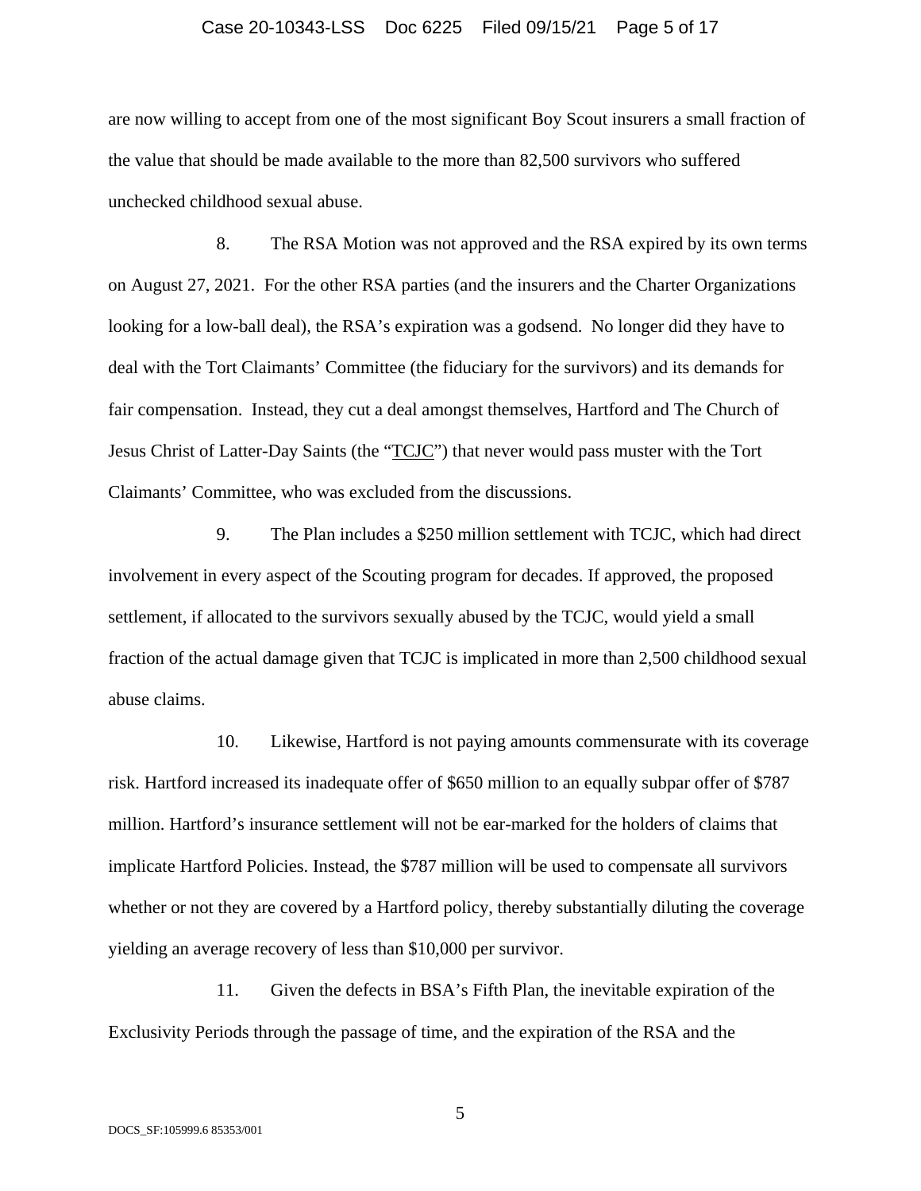are now willing to accept from one of the most significant Boy Scout insurers a small fraction of the value that should be made available to the more than 82,500 survivors who suffered unchecked childhood sexual abuse.

8. The RSA Motion was not approved and the RSA expired by its own terms on August 27, 2021. For the other RSA parties (and the insurers and the Charter Organizations looking for a low-ball deal), the RSA's expiration was a godsend. No longer did they have to deal with the Tort Claimants' Committee (the fiduciary for the survivors) and its demands for fair compensation. Instead, they cut a deal amongst themselves, Hartford and The Church of Jesus Christ of Latter-Day Saints (the "TCJC") that never would pass muster with the Tort Claimants' Committee, who was excluded from the discussions.

9. The Plan includes a $250 million settlement with TCJC, which had direct involvement in every aspect of the Scouting program for decades. If approved, the proposed settlement, if allocated to the survivors sexually abused by the TCJC, would yield a small fraction of the actual damage given that TCJC is implicated in more than 2,500 childhood sexual abuse claims.

10. Likewise, Hartford is not paying amounts commensurate with its coverage risk. Hartford increased its inadequate offer of $650 million to an equally subpar offer of $787 million. Hartford's insurance settlement will not be ear-marked for the holders of claims that implicate Hartford Policies. Instead, the $787 million will be used to compensate all survivors whether or not they are covered by a Hartford policy, thereby substantially diluting the coverage yielding an average recovery of less than $10,000 per survivor.

11. Given the defects in BSA's Fifth Plan, the inevitable expiration of the Exclusivity Periods through the passage of time, and the expiration of the RSA and the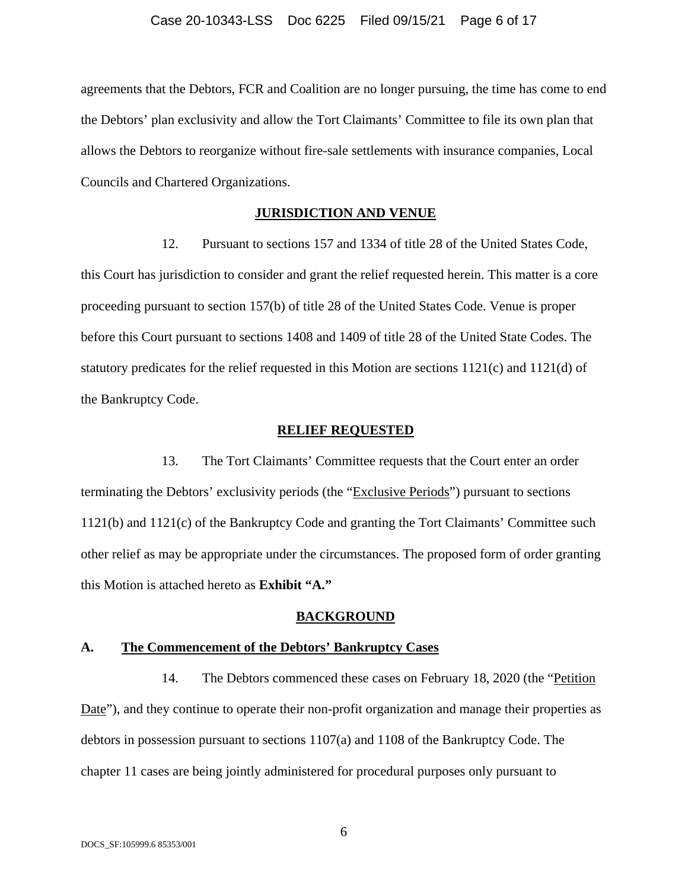agreements that the Debtors, FCR and Coalition are no longer pursuing, the time has come to end the Debtors' plan exclusivity and allow the Tort Claimants' Committee to file its own plan that allows the Debtors to reorganize without fire-sale settlements with insurance companies, Local Councils and Chartered Organizations.

## JURISDICTION AND VENUE

12. Pursuant to sections 157 and 1334 of title 28 of the United States Code, this Court has jurisdiction to consider and grant the relief requested herein. This matter is a core proceeding pursuant to section 157(b) of title 28 of the United States Code. Venue is proper before this Court pursuant to sections 1408 and 1409 of title 28 of the United State Codes. The statutory predicates for the relief requested in this Motion are sections 1121(c) and 1121(d) of the Bankruptcy Code.

## RELIEF REQUESTED

13. The Tort Claimants' Committee requests that the Court enter an order terminating the Debtors' exclusivity periods (the "Exclusive Periods") pursuant to sections 1121(b) and 1121(c) of the Bankruptcy Code and granting the Tort Claimants' Committee such other relief as may be appropriate under the circumstances. The proposed form of order granting this Motion is attached hereto as **Exhibit "A."**

## BACKGROUND

### A. The Commencement of the Debtors' Bankruptcy Cases

14. The Debtors commenced these cases on February 18, 2020 (the "Petition Date"), and they continue to operate their non-profit organization and manage their properties as debtors in possession pursuant to sections 1107(a) and 1108 of the Bankruptcy Code. The chapter 11 cases are being jointly administered for procedural purposes only pursuant to

DOCS_SF:105999.6 85353/001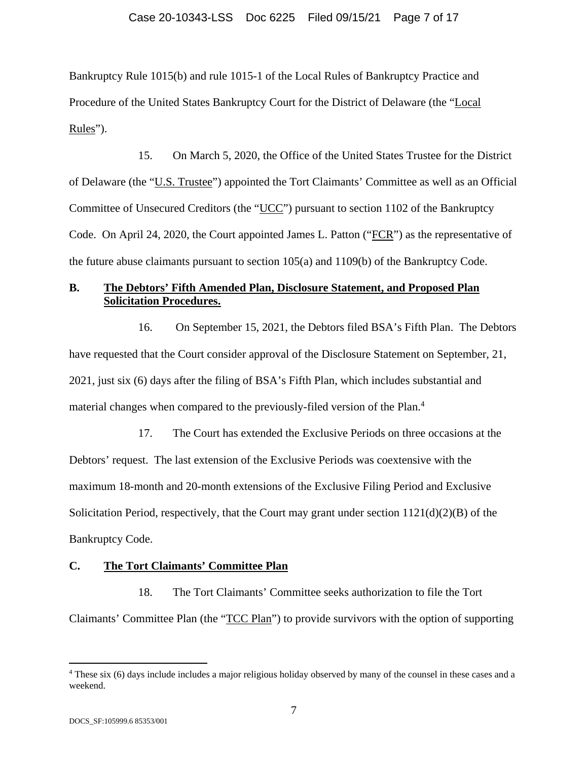Bankruptcy Rule 1015(b) and rule 1015-1 of the Local Rules of Bankruptcy Practice and Procedure of the United States Bankruptcy Court for the District of Delaware (the "Local Rules").

15. On March 5, 2020, the Office of the United States Trustee for the District of Delaware (the "U.S. Trustee") appointed the Tort Claimants' Committee as well as an Official Committee of Unsecured Creditors (the "UCC") pursuant to section 1102 of the Bankruptcy Code. On April 24, 2020, the Court appointed James L. Patton ("FCR") as the representative of the future abuse claimants pursuant to section 105(a) and 1109(b) of the Bankruptcy Code.

## B. The Debtors' Fifth Amended Plan, Disclosure Statement, and Proposed Plan Solicitation Procedures.

16. On September 15, 2021, the Debtors filed BSA's Fifth Plan. The Debtors have requested that the Court consider approval of the Disclosure Statement on September, 21, 2021, just six (6) days after the filing of BSA's Fifth Plan, which includes substantial and material changes when compared to the previously-filed version of the Plan.[4]

17. The Court has extended the Exclusive Periods on three occasions at the Debtors' request. The last extension of the Exclusive Periods was coextensive with the maximum 18-month and 20-month extensions of the Exclusive Filing Period and Exclusive Solicitation Period, respectively, that the Court may grant under section 1121(d)(2)(B) of the Bankruptcy Code.

## C. The Tort Claimants' Committee Plan

18. The Tort Claimants' Committee seeks authorization to file the Tort Claimants' Committee Plan (the "TCC Plan") to provide survivors with the option of supporting

---

[4] These six (6) days include includes a major religious holiday observed by many of the counsel in these cases and a weekend.

DOCS_SF:105999.6 85353/001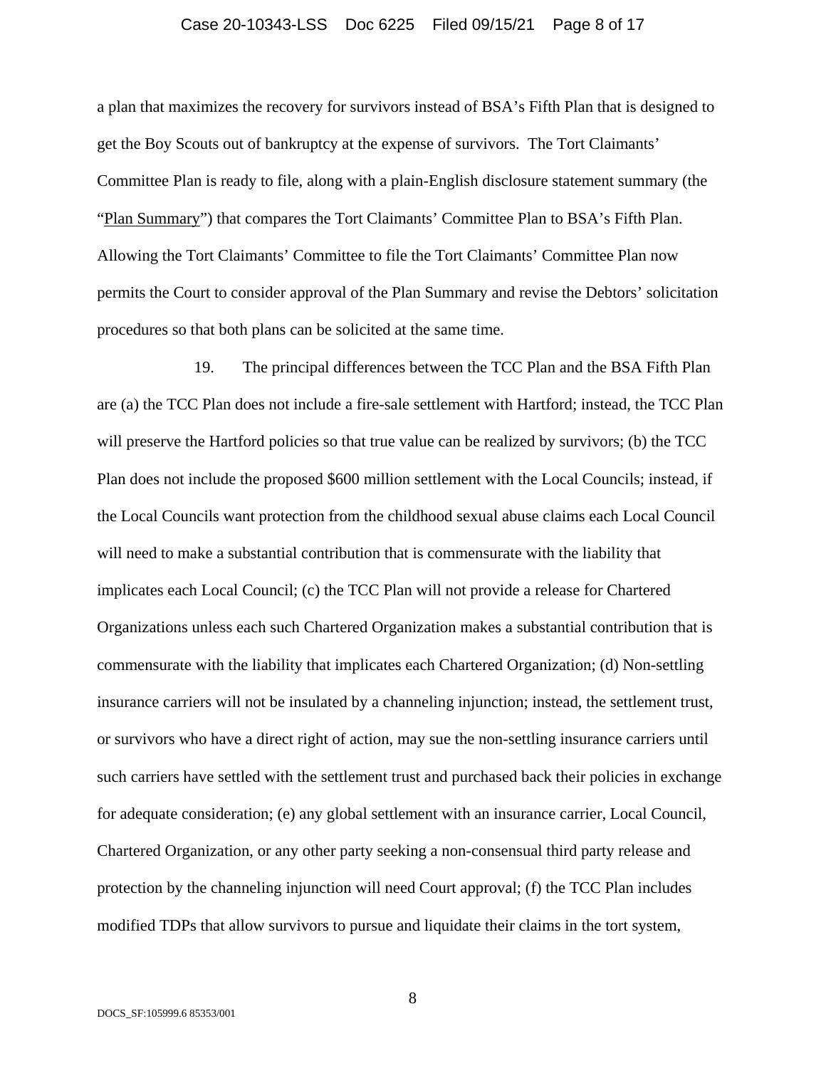a plan that maximizes the recovery for survivors instead of BSA's Fifth Plan that is designed to get the Boy Scouts out of bankruptcy at the expense of survivors. The Tort Claimants' Committee Plan is ready to file, along with a plain-English disclosure statement summary (the "Plan Summary") that compares the Tort Claimants' Committee Plan to BSA's Fifth Plan. Allowing the Tort Claimants' Committee to file the Tort Claimants' Committee Plan now permits the Court to consider approval of the Plan Summary and revise the Debtors' solicitation procedures so that both plans can be solicited at the same time.

19. The principal differences between the TCC Plan and the BSA Fifth Plan are (a) the TCC Plan does not include a fire-sale settlement with Hartford; instead, the TCC Plan will preserve the Hartford policies so that true value can be realized by survivors; (b) the TCC Plan does not include the proposed $600 million settlement with the Local Councils; instead, if the Local Councils want protection from the childhood sexual abuse claims each Local Council will need to make a substantial contribution that is commensurate with the liability that implicates each Local Council; (c) the TCC Plan will not provide a release for Chartered Organizations unless each such Chartered Organization makes a substantial contribution that is commensurate with the liability that implicates each Chartered Organization; (d) Non-settling insurance carriers will not be insulated by a channeling injunction; instead, the settlement trust, or survivors who have a direct right of action, may sue the non-settling insurance carriers until such carriers have settled with the settlement trust and purchased back their policies in exchange for adequate consideration; (e) any global settlement with an insurance carrier, Local Council, Chartered Organization, or any other party seeking a non-consensual third party release and protection by the channeling injunction will need Court approval; (f) the TCC Plan includes modified TDPs that allow survivors to pursue and liquidate their claims in the tort system,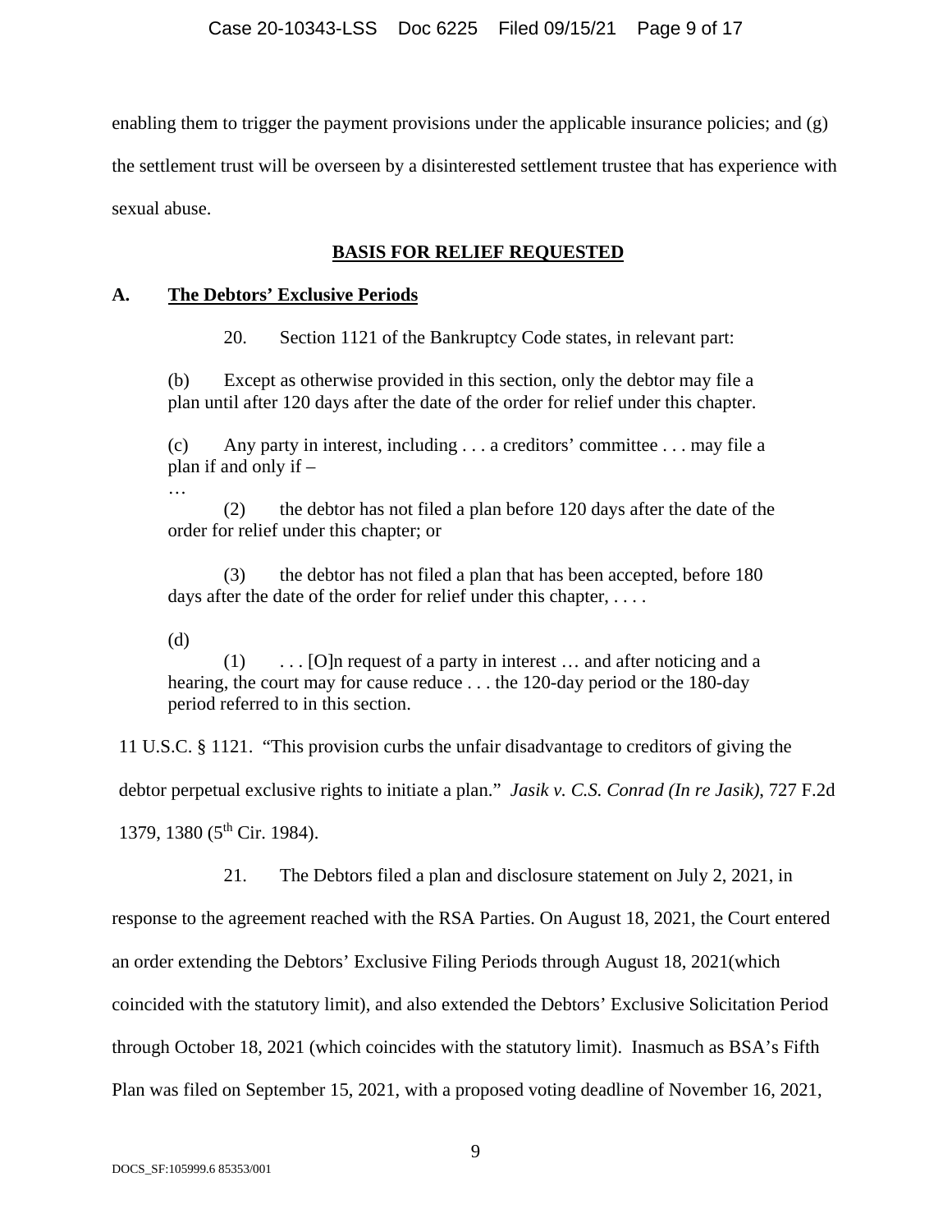enabling them to trigger the payment provisions under the applicable insurance policies; and (g) the settlement trust will be overseen by a disinterested settlement trustee that has experience with sexual abuse.

## BASIS FOR RELIEF REQUESTED

### A. The Debtors' Exclusive Periods

20. Section 1121 of the Bankruptcy Code states, in relevant part:

> (b) Except as otherwise provided in this section, only the debtor may file a plan until after 120 days after the date of the order for relief under this chapter.
>
> (c) Any party in interest, including . . . a creditors' committee . . . may file a plan if and only if –
>
> …
>
> (2) the debtor has not filed a plan before 120 days after the date of the order for relief under this chapter; or
>
> (3) the debtor has not filed a plan that has been accepted, before 180 days after the date of the order for relief under this chapter, . . . .
>
> (d)
>
> (1) . . . [O]n request of a party in interest … and after noticing and a hearing, the court may for cause reduce . . . the 120-day period or the 180-day period referred to in this section.

11 U.S.C. § 1121. "This provision curbs the unfair disadvantage to creditors of giving the debtor perpetual exclusive rights to initiate a plan." *Jasik v. C.S. Conrad (In re Jasik)*, 727 F.2d 1379, 1380 (5th Cir. 1984).

21. The Debtors filed a plan and disclosure statement on July 2, 2021, in response to the agreement reached with the RSA Parties. On August 18, 2021, the Court entered an order extending the Debtors' Exclusive Filing Periods through August 18, 2021(which coincided with the statutory limit), and also extended the Debtors' Exclusive Solicitation Period through October 18, 2021 (which coincides with the statutory limit). Inasmuch as BSA's Fifth Plan was filed on September 15, 2021, with a proposed voting deadline of November 16, 2021,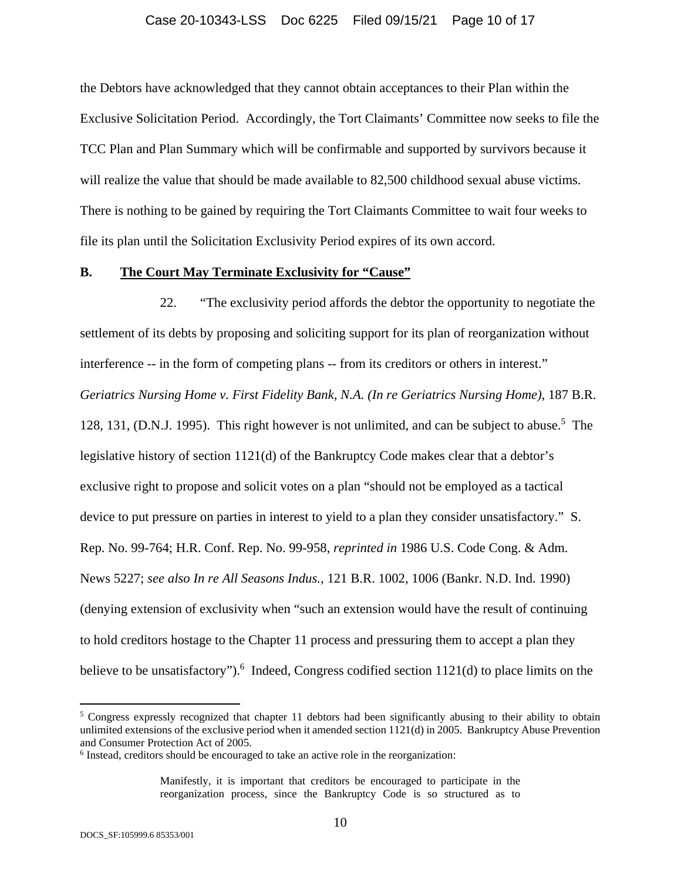the Debtors have acknowledged that they cannot obtain acceptances to their Plan within the Exclusive Solicitation Period. Accordingly, the Tort Claimants' Committee now seeks to file the TCC Plan and Plan Summary which will be confirmable and supported by survivors because it will realize the value that should be made available to 82,500 childhood sexual abuse victims. There is nothing to be gained by requiring the Tort Claimants Committee to wait four weeks to file its plan until the Solicitation Exclusivity Period expires of its own accord.

## B. The Court May Terminate Exclusivity for "Cause"

22. "The exclusivity period affords the debtor the opportunity to negotiate the settlement of its debts by proposing and soliciting support for its plan of reorganization without interference -- in the form of competing plans -- from its creditors or others in interest." *Geriatrics Nursing Home v. First Fidelity Bank, N.A. (In re Geriatrics Nursing Home)*, 187 B.R. 128, 131, (D.N.J. 1995). This right however is not unlimited, and can be subject to abuse.[5] The legislative history of section 1121(d) of the Bankruptcy Code makes clear that a debtor's exclusive right to propose and solicit votes on a plan "should not be employed as a tactical device to put pressure on parties in interest to yield to a plan they consider unsatisfactory." S. Rep. No. 99-764; H.R. Conf. Rep. No. 99-958, *reprinted in* 1986 U.S. Code Cong. & Adm. News 5227; *see also In re All Seasons Indus.*, 121 B.R. 1002, 1006 (Bankr. N.D. Ind. 1990) (denying extension of exclusivity when "such an extension would have the result of continuing to hold creditors hostage to the Chapter 11 process and pressuring them to accept a plan they believe to be unsatisfactory").[6] Indeed, Congress codified section 1121(d) to place limits on the

---

[5] Congress expressly recognized that chapter 11 debtors had been significantly abusing to their ability to obtain unlimited extensions of the exclusive period when it amended section 1121(d) in 2005. Bankruptcy Abuse Prevention and Consumer Protection Act of 2005.

[6] Instead, creditors should be encouraged to take an active role in the reorganization:

> Manifestly, it is important that creditors be encouraged to participate in the reorganization process, since the Bankruptcy Code is so structured as to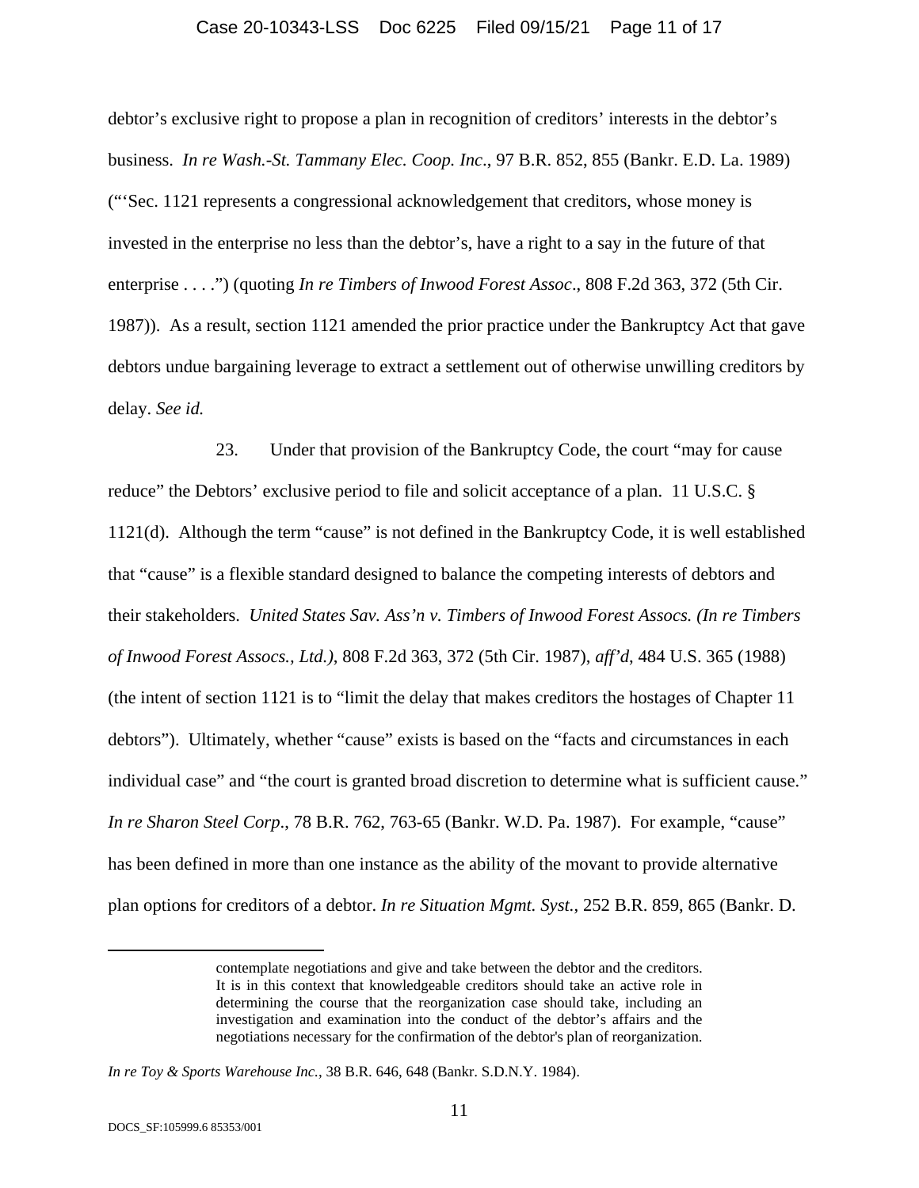debtor's exclusive right to propose a plan in recognition of creditors' interests in the debtor's business. *In re Wash.-St. Tammany Elec. Coop. Inc*., 97 B.R. 852, 855 (Bankr. E.D. La. 1989) ("'Sec. 1121 represents a congressional acknowledgement that creditors, whose money is invested in the enterprise no less than the debtor's, have a right to a say in the future of that enterprise . . . .") (quoting *In re Timbers of Inwood Forest Assoc*., 808 F.2d 363, 372 (5th Cir. 1987)). As a result, section 1121 amended the prior practice under the Bankruptcy Act that gave debtors undue bargaining leverage to extract a settlement out of otherwise unwilling creditors by delay. *See id.*

23. Under that provision of the Bankruptcy Code, the court "may for cause reduce" the Debtors' exclusive period to file and solicit acceptance of a plan. 11 U.S.C. § 1121(d). Although the term "cause" is not defined in the Bankruptcy Code, it is well established that "cause" is a flexible standard designed to balance the competing interests of debtors and their stakeholders. *United States Sav. Ass'n v. Timbers of Inwood Forest Assocs. (In re Timbers of Inwood Forest Assocs., Ltd.)*, 808 F.2d 363, 372 (5th Cir. 1987), *aff'd*, 484 U.S. 365 (1988) (the intent of section 1121 is to "limit the delay that makes creditors the hostages of Chapter 11 debtors"). Ultimately, whether "cause" exists is based on the "facts and circumstances in each individual case" and "the court is granted broad discretion to determine what is sufficient cause." *In re Sharon Steel Corp*., 78 B.R. 762, 763-65 (Bankr. W.D. Pa. 1987). For example, "cause" has been defined in more than one instance as the ability of the movant to provide alternative plan options for creditors of a debtor. *In re Situation Mgmt. Syst.*, 252 B.R. 859, 865 (Bankr. D.

> contemplate negotiations and give and take between the debtor and the creditors. It is in this context that knowledgeable creditors should take an active role in determining the course that the reorganization case should take, including an investigation and examination into the conduct of the debtor's affairs and the negotiations necessary for the confirmation of the debtor's plan of reorganization.

*In re Toy & Sports Warehouse Inc.*, 38 B.R. 646, 648 (Bankr. S.D.N.Y. 1984).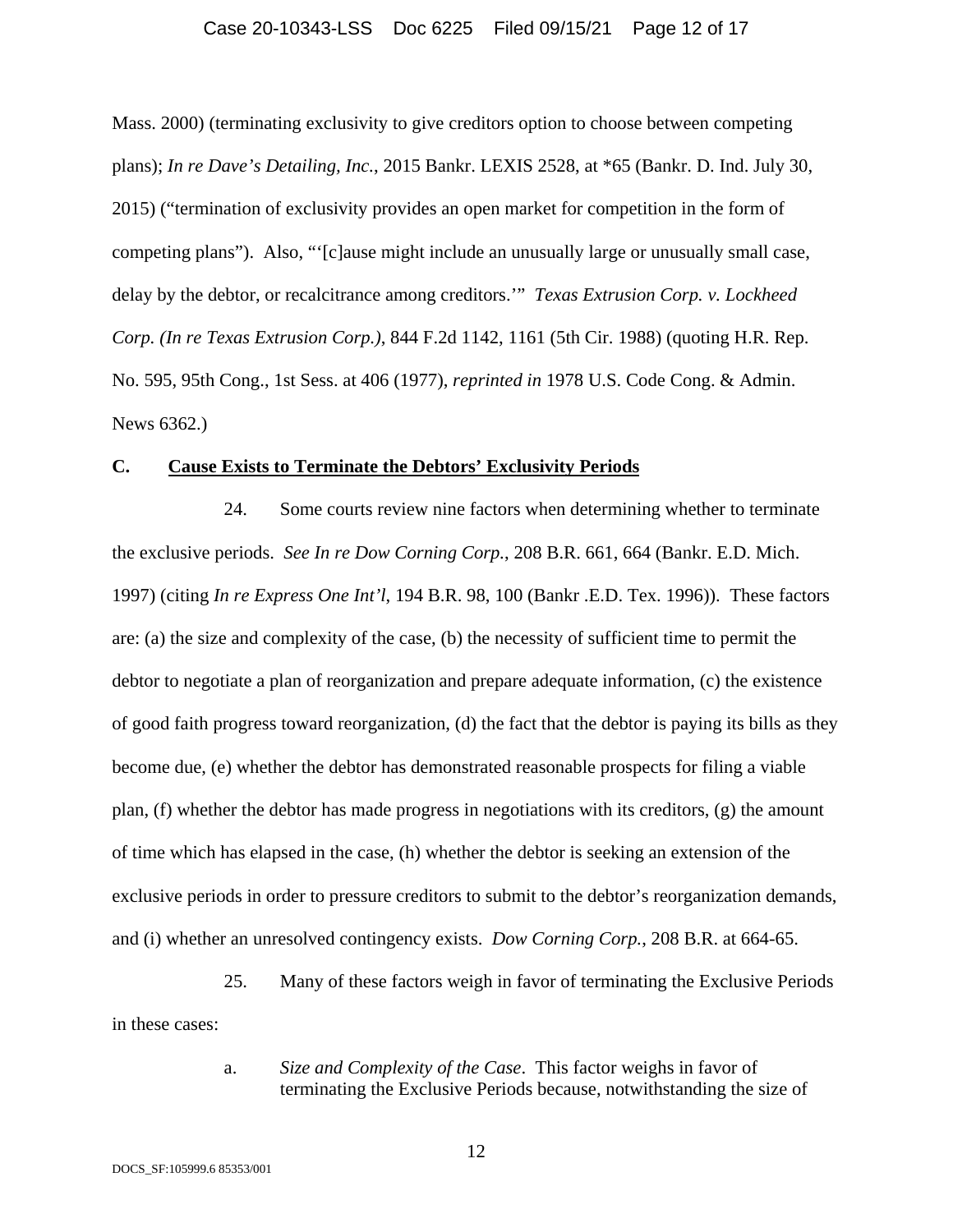Mass. 2000) (terminating exclusivity to give creditors option to choose between competing plans); *In re Dave's Detailing, Inc.*, 2015 Bankr. LEXIS 2528, at *65 (Bankr. D. Ind. July 30, 2015) ("termination of exclusivity provides an open market for competition in the form of competing plans"). Also, "'[c]ause might include an unusually large or unusually small case, delay by the debtor, or recalcitrance among creditors.'" *Texas Extrusion Corp. v. Lockheed Corp. (In re Texas Extrusion Corp.)*, 844 F.2d 1142, 1161 (5th Cir. 1988) (quoting H.R. Rep. No. 595, 95th Cong., 1st Sess. at 406 (1977), *reprinted in* 1978 U.S. Code Cong. & Admin. News 6362.)

## C. Cause Exists to Terminate the Debtors' Exclusivity Periods

24. Some courts review nine factors when determining whether to terminate the exclusive periods. *See In re Dow Corning Corp.*, 208 B.R. 661, 664 (Bankr. E.D. Mich. 1997) (citing *In re Express One Int'l*, 194 B.R. 98, 100 (Bankr .E.D. Tex. 1996)). These factors are: (a) the size and complexity of the case, (b) the necessity of sufficient time to permit the debtor to negotiate a plan of reorganization and prepare adequate information, (c) the existence of good faith progress toward reorganization, (d) the fact that the debtor is paying its bills as they become due, (e) whether the debtor has demonstrated reasonable prospects for filing a viable plan, (f) whether the debtor has made progress in negotiations with its creditors, (g) the amount of time which has elapsed in the case, (h) whether the debtor is seeking an extension of the exclusive periods in order to pressure creditors to submit to the debtor's reorganization demands, and (i) whether an unresolved contingency exists. *Dow Corning Corp.*, 208 B.R. at 664-65.

25. Many of these factors weigh in favor of terminating the Exclusive Periods in these cases:

a. *Size and Complexity of the Case*. This factor weighs in favor of terminating the Exclusive Periods because, notwithstanding the size of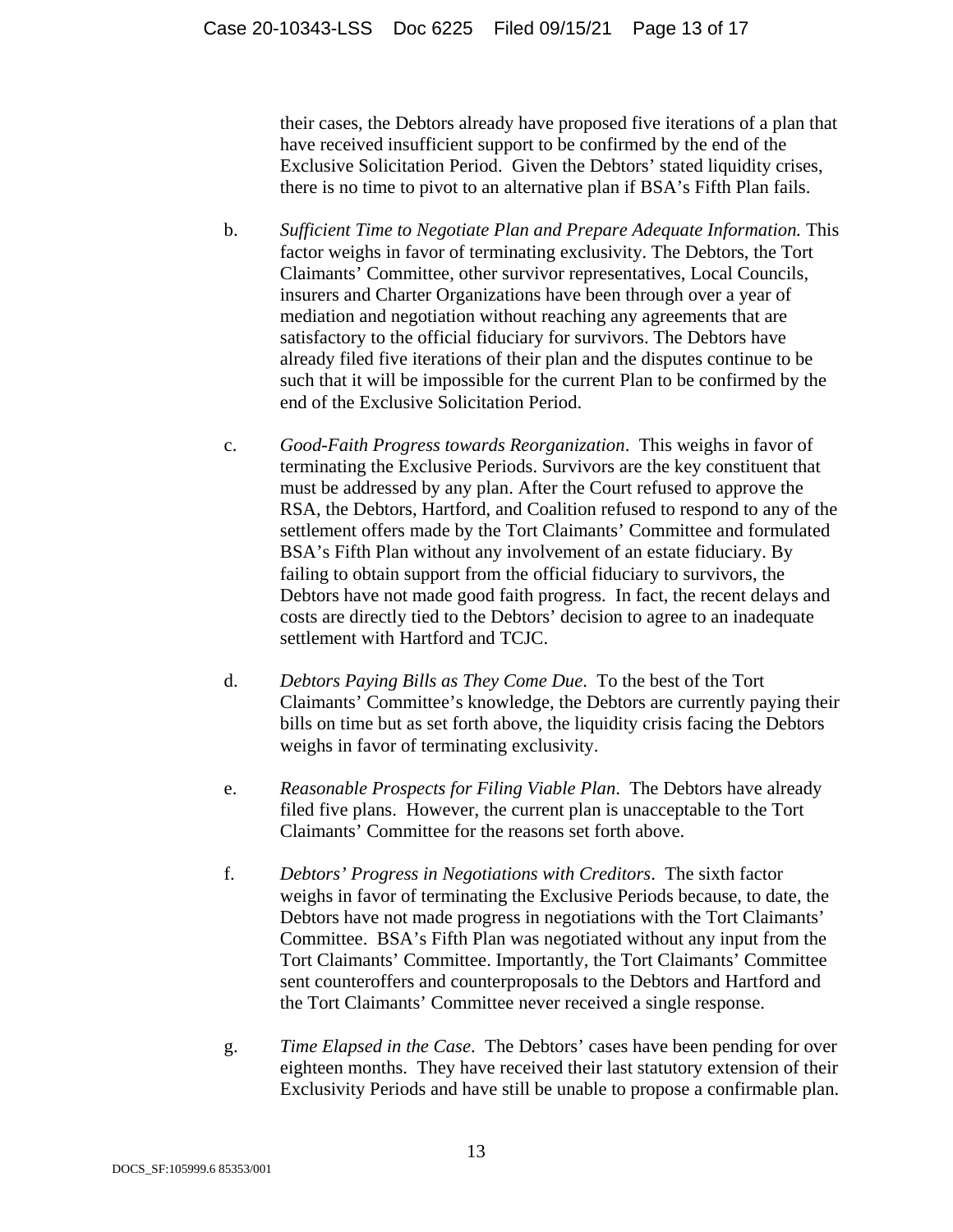their cases, the Debtors already have proposed five iterations of a plan that have received insufficient support to be confirmed by the end of the Exclusive Solicitation Period. Given the Debtors' stated liquidity crises, there is no time to pivot to an alternative plan if BSA's Fifth Plan fails.

b. *Sufficient Time to Negotiate Plan and Prepare Adequate Information.* This factor weighs in favor of terminating exclusivity. The Debtors, the Tort Claimants' Committee, other survivor representatives, Local Councils, insurers and Charter Organizations have been through over a year of mediation and negotiation without reaching any agreements that are satisfactory to the official fiduciary for survivors. The Debtors have already filed five iterations of their plan and the disputes continue to be such that it will be impossible for the current Plan to be confirmed by the end of the Exclusive Solicitation Period.

c. *Good-Faith Progress towards Reorganization*. This weighs in favor of terminating the Exclusive Periods. Survivors are the key constituent that must be addressed by any plan. After the Court refused to approve the RSA, the Debtors, Hartford, and Coalition refused to respond to any of the settlement offers made by the Tort Claimants' Committee and formulated BSA's Fifth Plan without any involvement of an estate fiduciary. By failing to obtain support from the official fiduciary to survivors, the Debtors have not made good faith progress. In fact, the recent delays and costs are directly tied to the Debtors' decision to agree to an inadequate settlement with Hartford and TCJC.

d. *Debtors Paying Bills as They Come Due*. To the best of the Tort Claimants' Committee's knowledge, the Debtors are currently paying their bills on time but as set forth above, the liquidity crisis facing the Debtors weighs in favor of terminating exclusivity.

e. *Reasonable Prospects for Filing Viable Plan*. The Debtors have already filed five plans. However, the current plan is unacceptable to the Tort Claimants' Committee for the reasons set forth above.

f. *Debtors' Progress in Negotiations with Creditors*. The sixth factor weighs in favor of terminating the Exclusive Periods because, to date, the Debtors have not made progress in negotiations with the Tort Claimants' Committee. BSA's Fifth Plan was negotiated without any input from the Tort Claimants' Committee. Importantly, the Tort Claimants' Committee sent counteroffers and counterproposals to the Debtors and Hartford and the Tort Claimants' Committee never received a single response.

g. *Time Elapsed in the Case*. The Debtors' cases have been pending for over eighteen months. They have received their last statutory extension of their Exclusivity Periods and have still be unable to propose a confirmable plan.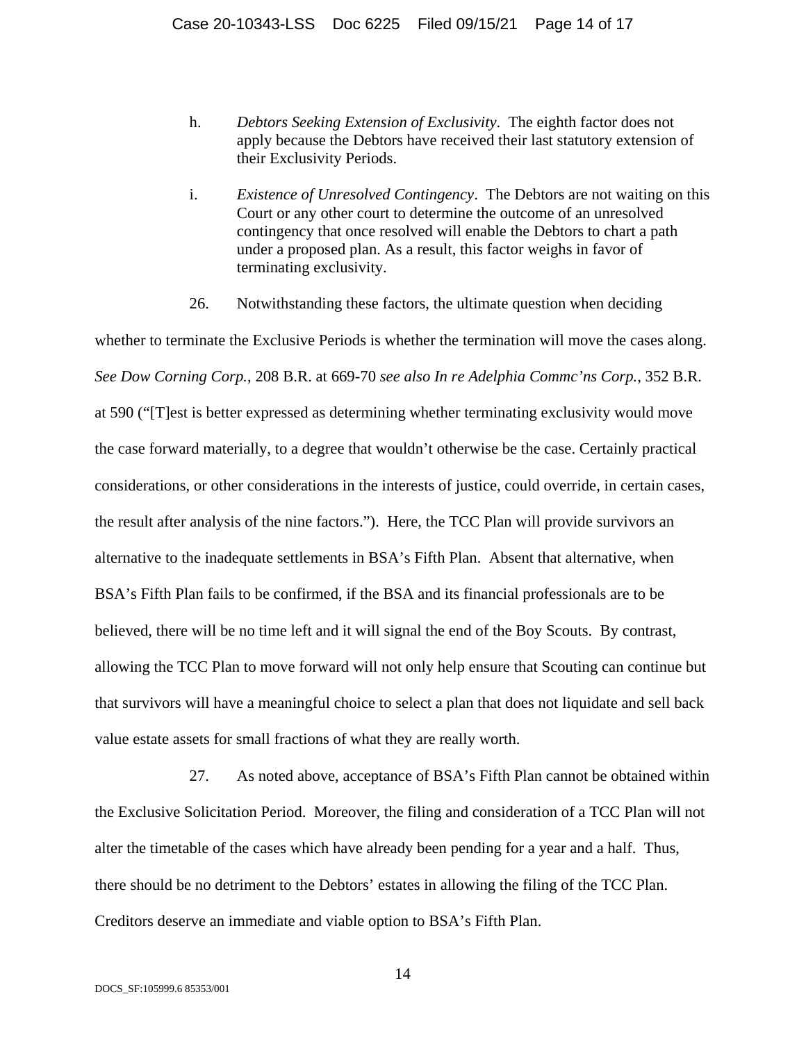h. *Debtors Seeking Extension of Exclusivity*. The eighth factor does not apply because the Debtors have received their last statutory extension of their Exclusivity Periods.

i. *Existence of Unresolved Contingency*. The Debtors are not waiting on this Court or any other court to determine the outcome of an unresolved contingency that once resolved will enable the Debtors to chart a path under a proposed plan. As a result, this factor weighs in favor of terminating exclusivity.

26. Notwithstanding these factors, the ultimate question when deciding whether to terminate the Exclusive Periods is whether the termination will move the cases along. *See Dow Corning Corp.*, 208 B.R. at 669-70 *see also In re Adelphia Commc'ns Corp.*, 352 B.R. at 590 ("[T]est is better expressed as determining whether terminating exclusivity would move the case forward materially, to a degree that wouldn't otherwise be the case. Certainly practical considerations, or other considerations in the interests of justice, could override, in certain cases, the result after analysis of the nine factors."). Here, the TCC Plan will provide survivors an alternative to the inadequate settlements in BSA's Fifth Plan. Absent that alternative, when BSA's Fifth Plan fails to be confirmed, if the BSA and its financial professionals are to be believed, there will be no time left and it will signal the end of the Boy Scouts. By contrast, allowing the TCC Plan to move forward will not only help ensure that Scouting can continue but that survivors will have a meaningful choice to select a plan that does not liquidate and sell back value estate assets for small fractions of what they are really worth.

27. As noted above, acceptance of BSA's Fifth Plan cannot be obtained within the Exclusive Solicitation Period. Moreover, the filing and consideration of a TCC Plan will not alter the timetable of the cases which have already been pending for a year and a half. Thus, there should be no detriment to the Debtors' estates in allowing the filing of the TCC Plan. Creditors deserve an immediate and viable option to BSA's Fifth Plan.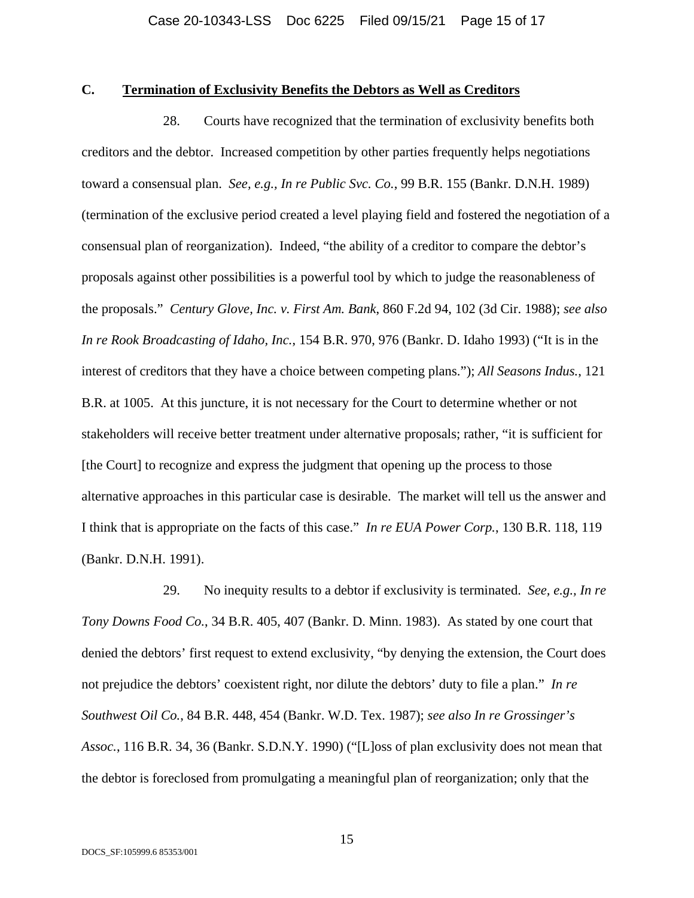### C. <u>Termination of Exclusivity Benefits the Debtors as Well as Creditors</u>

28. Courts have recognized that the termination of exclusivity benefits both creditors and the debtor. Increased competition by other parties frequently helps negotiations toward a consensual plan. *See, e.g., In re Public Svc. Co.*, 99 B.R. 155 (Bankr. D.N.H. 1989) (termination of the exclusive period created a level playing field and fostered the negotiation of a consensual plan of reorganization). Indeed, "the ability of a creditor to compare the debtor's proposals against other possibilities is a powerful tool by which to judge the reasonableness of the proposals." *Century Glove, Inc. v. First Am. Bank*, 860 F.2d 94, 102 (3d Cir. 1988); *see also In re Rook Broadcasting of Idaho, Inc.*, 154 B.R. 970, 976 (Bankr. D. Idaho 1993) ("It is in the interest of creditors that they have a choice between competing plans."); *All Seasons Indus.*, 121 B.R. at 1005. At this juncture, it is not necessary for the Court to determine whether or not stakeholders will receive better treatment under alternative proposals; rather, "it is sufficient for [the Court] to recognize and express the judgment that opening up the process to those alternative approaches in this particular case is desirable. The market will tell us the answer and I think that is appropriate on the facts of this case." *In re EUA Power Corp.*, 130 B.R. 118, 119 (Bankr. D.N.H. 1991).

29. No inequity results to a debtor if exclusivity is terminated. *See, e.g., In re Tony Downs Food Co.*, 34 B.R. 405, 407 (Bankr. D. Minn. 1983). As stated by one court that denied the debtors' first request to extend exclusivity, "by denying the extension, the Court does not prejudice the debtors' coexistent right, nor dilute the debtors' duty to file a plan." *In re Southwest Oil Co.*, 84 B.R. 448, 454 (Bankr. W.D. Tex. 1987); *see also In re Grossinger's Assoc.*, 116 B.R. 34, 36 (Bankr. S.D.N.Y. 1990) ("[L]oss of plan exclusivity does not mean that the debtor is foreclosed from promulgating a meaningful plan of reorganization; only that the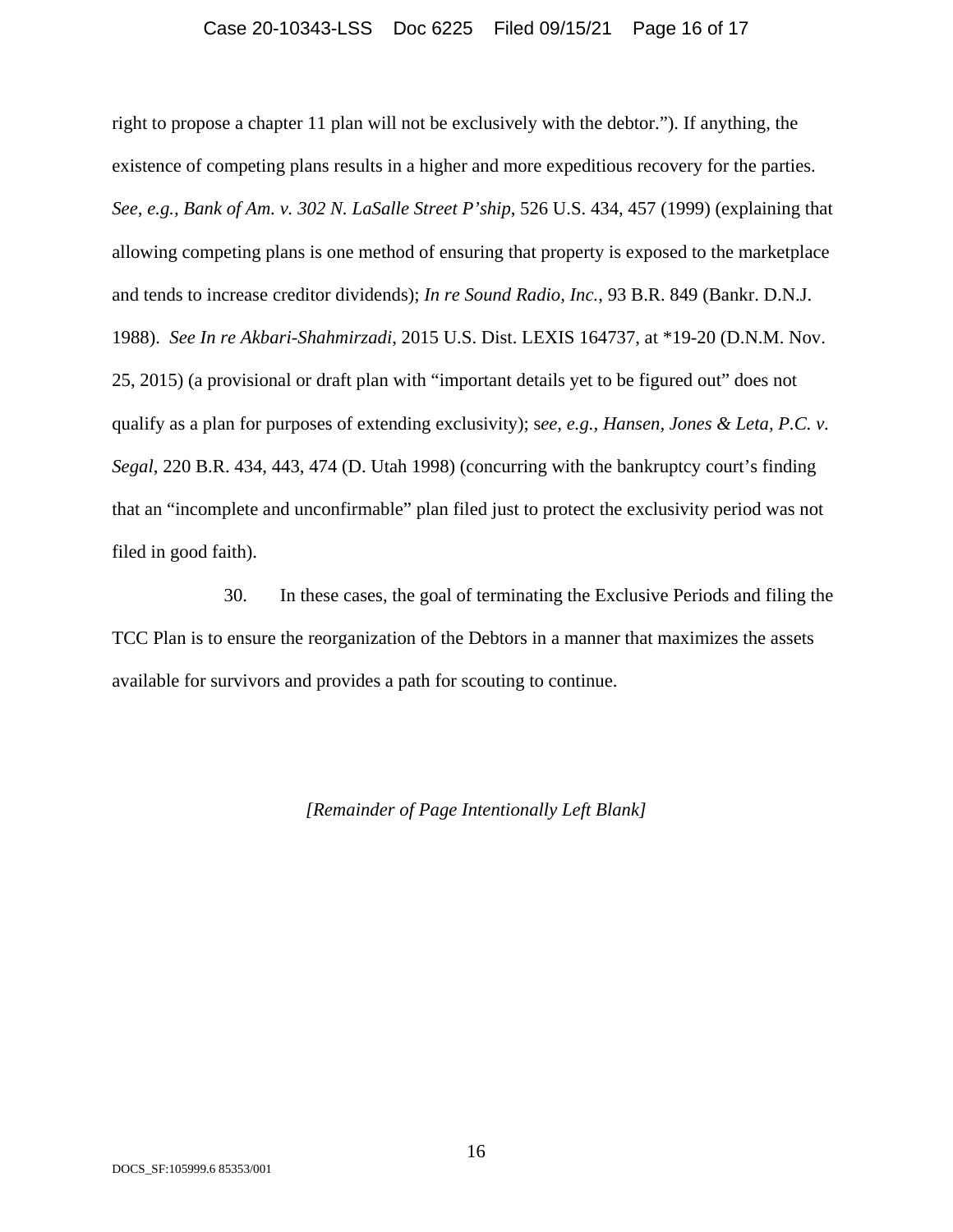right to propose a chapter 11 plan will not be exclusively with the debtor."). If anything, the existence of competing plans results in a higher and more expeditious recovery for the parties. *See, e.g., Bank of Am. v. 302 N. LaSalle Street P'ship*, 526 U.S. 434, 457 (1999) (explaining that allowing competing plans is one method of ensuring that property is exposed to the marketplace and tends to increase creditor dividends); *In re Sound Radio, Inc.*, 93 B.R. 849 (Bankr. D.N.J. 1988). *See In re Akbari-Shahmirzadi*, 2015 U.S. Dist. LEXIS 164737, at *19-20 (D.N.M. Nov. 25, 2015) (a provisional or draft plan with "important details yet to be figured out" does not qualify as a plan for purposes of extending exclusivity); s*ee, e.g., Hansen, Jones & Leta, P.C. v. Segal*, 220 B.R. 434, 443, 474 (D. Utah 1998) (concurring with the bankruptcy court's finding that an "incomplete and unconfirmable" plan filed just to protect the exclusivity period was not filed in good faith).

30. In these cases, the goal of terminating the Exclusive Periods and filing the TCC Plan is to ensure the reorganization of the Debtors in a manner that maximizes the assets available for survivors and provides a path for scouting to continue.

*[Remainder of Page Intentionally Left Blank]*

DOCS_SF:105999.6 85353/001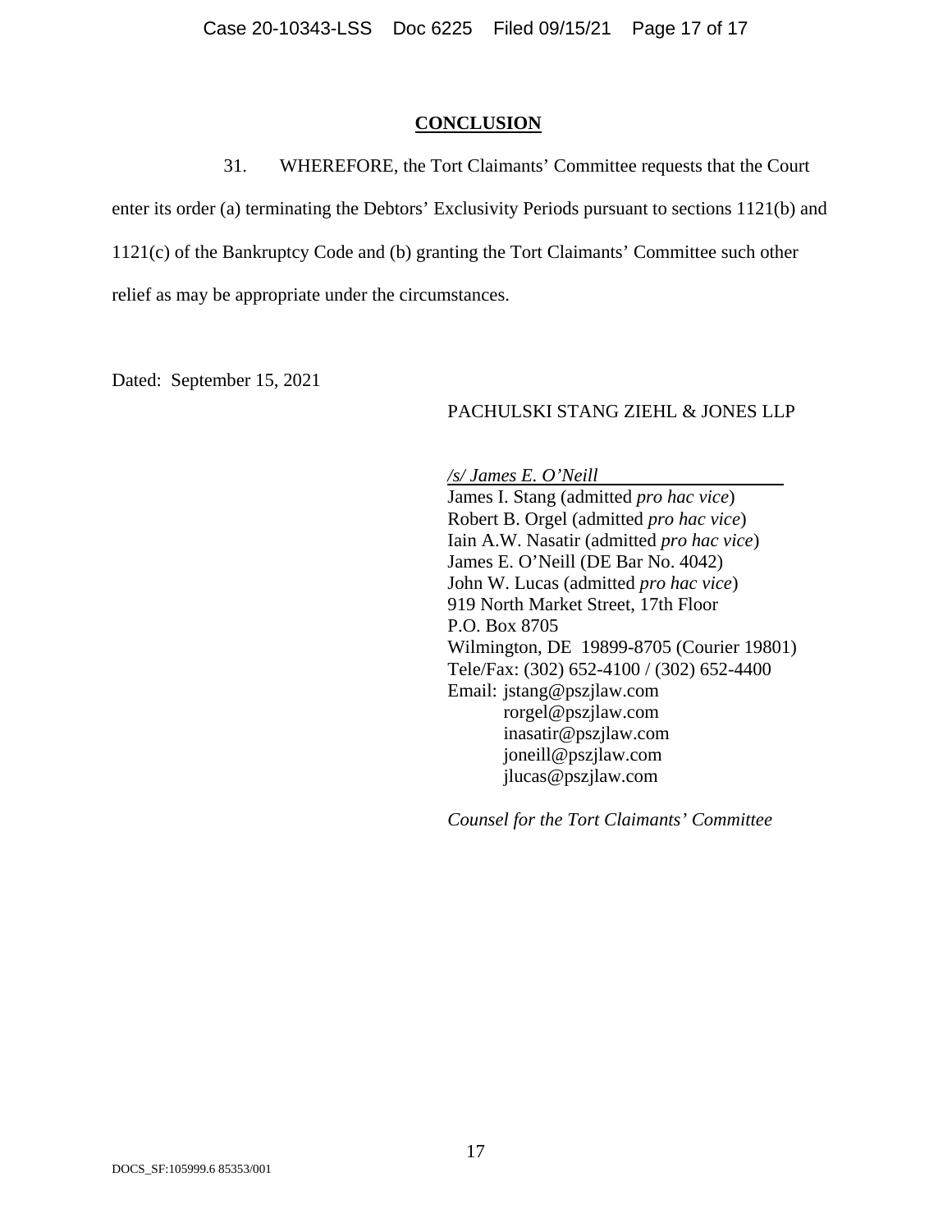## CONCLUSION

31. WHEREFORE, the Tort Claimants' Committee requests that the Court enter its order (a) terminating the Debtors' Exclusivity Periods pursuant to sections 1121(b) and 1121(c) of the Bankruptcy Code and (b) granting the Tort Claimants' Committee such other relief as may be appropriate under the circumstances.

Dated: September 15, 2021

PACHULSKI STANG ZIEHL & JONES LLP

*/s/ James E. O'Neill*
James I. Stang (admitted *pro hac vice*)
Robert B. Orgel (admitted *pro hac vice*)
Iain A.W. Nasatir (admitted *pro hac vice*)
James E. O'Neill (DE Bar No. 4042)
John W. Lucas (admitted *pro hac vice*)
919 North Market Street, 17th Floor
P.O. Box 8705
Wilmington, DE 19899-8705 (Courier 19801)
Tele/Fax: (302) 652-4100 / (302) 652-4400
Email: jstang@pszjlaw.com
rorgel@pszjlaw.com
inasatir@pszjlaw.com
joneill@pszjlaw.com
jlucas@pszjlaw.com

*Counsel for the Tort Claimants' Committee*

DOCS_SF:105999.6 85353/001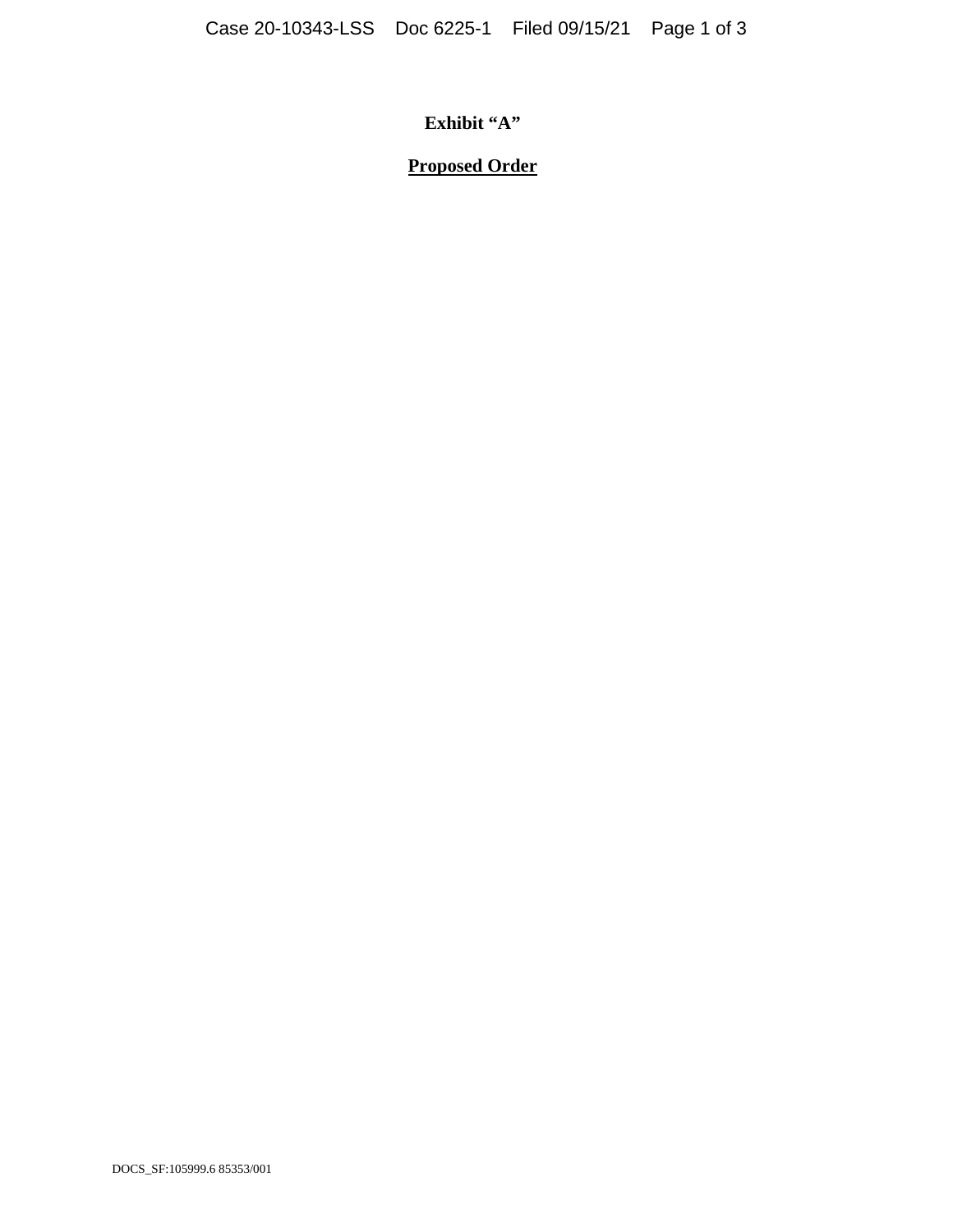**Exhibit "A"**

**Proposed Order**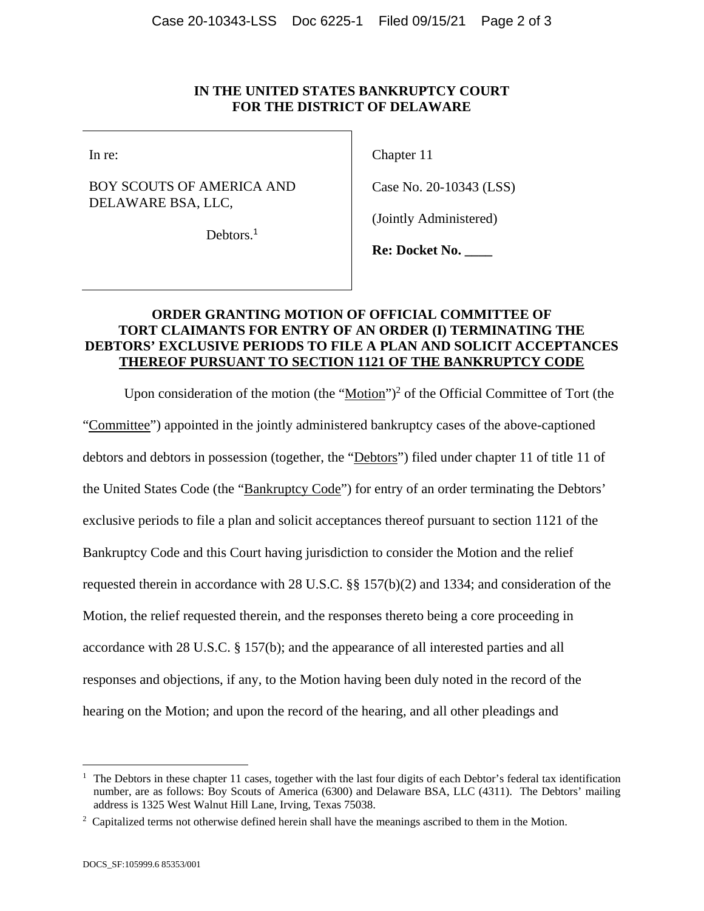**IN THE UNITED STATES BANKRUPTCY COURT**
**FOR THE DISTRICT OF DELAWARE**

| | |
|---|---|
| In re: | Chapter 11 |
| BOY SCOUTS OF AMERICA AND DELAWARE BSA, LLC, | Case No. 20-10343 (LSS) |
| Debtors.[1] | (Jointly Administered) |
| | **Re: Docket No. \_\_\_\_** |

**ORDER GRANTING MOTION OF OFFICIAL COMMITTEE OF TORT CLAIMANTS FOR ENTRY OF AN ORDER (I) TERMINATING THE DEBTORS' EXCLUSIVE PERIODS TO FILE A PLAN AND SOLICIT ACCEPTANCES THEREOF PURSUANT TO SECTION 1121 OF THE BANKRUPTCY CODE**

Upon consideration of the motion (the "Motion")[2] of the Official Committee of Tort (the "Committee") appointed in the jointly administered bankruptcy cases of the above-captioned debtors and debtors in possession (together, the "Debtors") filed under chapter 11 of title 11 of the United States Code (the "Bankruptcy Code") for entry of an order terminating the Debtors' exclusive periods to file a plan and solicit acceptances thereof pursuant to section 1121 of the Bankruptcy Code and this Court having jurisdiction to consider the Motion and the relief requested therein in accordance with 28 U.S.C. §§ 157(b)(2) and 1334; and consideration of the Motion, the relief requested therein, and the responses thereto being a core proceeding in accordance with 28 U.S.C. § 157(b); and the appearance of all interested parties and all responses and objections, if any, to the Motion having been duly noted in the record of the hearing on the Motion; and upon the record of the hearing, and all other pleadings and

---

[1] The Debtors in these chapter 11 cases, together with the last four digits of each Debtor's federal tax identification number, are as follows: Boy Scouts of America (6300) and Delaware BSA, LLC (4311). The Debtors' mailing address is 1325 West Walnut Hill Lane, Irving, Texas 75038.

[2] Capitalized terms not otherwise defined herein shall have the meanings ascribed to them in the Motion.

DOCS_SF:105999.6 85353/001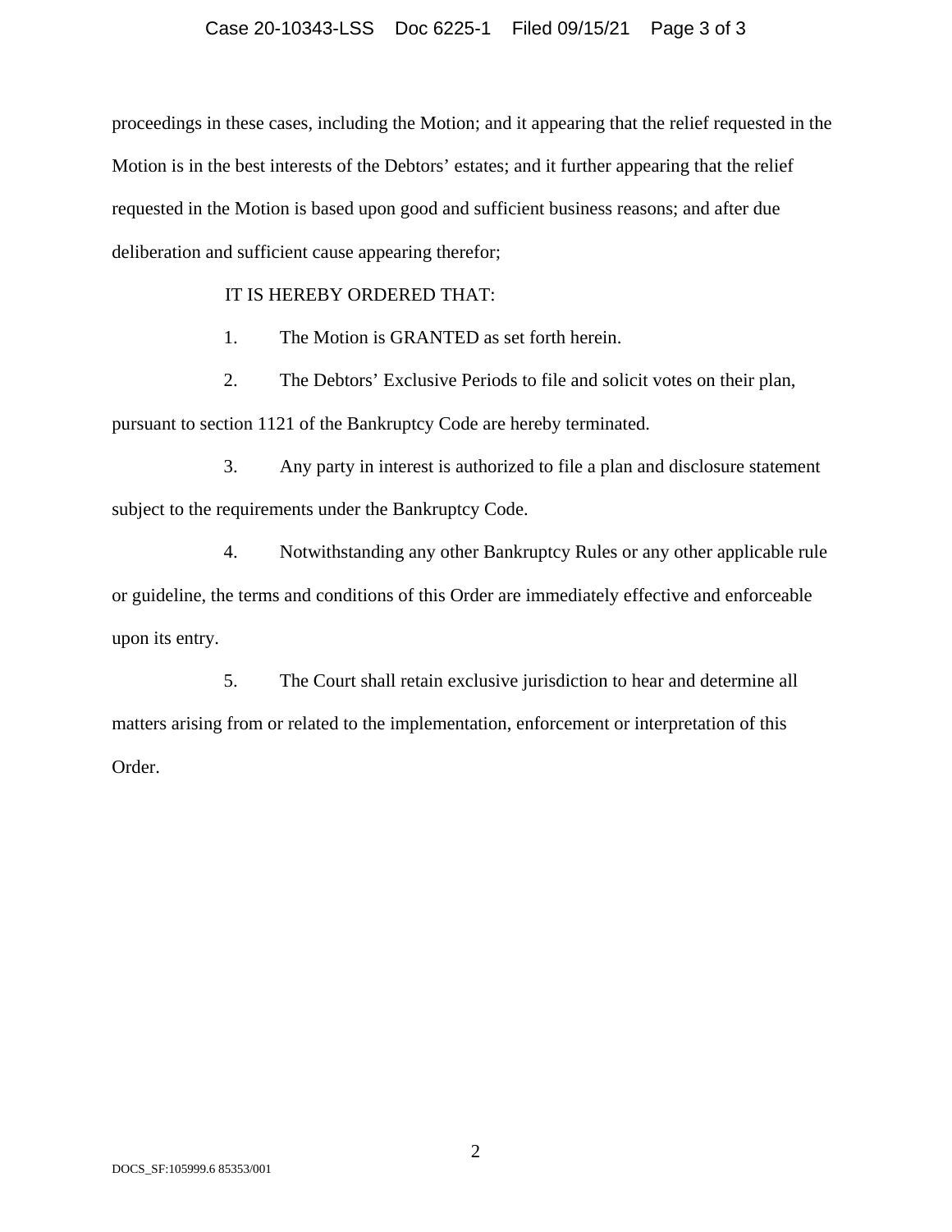proceedings in these cases, including the Motion; and it appearing that the relief requested in the Motion is in the best interests of the Debtors' estates; and it further appearing that the relief requested in the Motion is based upon good and sufficient business reasons; and after due deliberation and sufficient cause appearing therefor;

IT IS HEREBY ORDERED THAT:

1. The Motion is GRANTED as set forth herein.

2. The Debtors' Exclusive Periods to file and solicit votes on their plan, pursuant to section 1121 of the Bankruptcy Code are hereby terminated.

3. Any party in interest is authorized to file a plan and disclosure statement subject to the requirements under the Bankruptcy Code.

4. Notwithstanding any other Bankruptcy Rules or any other applicable rule or guideline, the terms and conditions of this Order are immediately effective and enforceable upon its entry.

5. The Court shall retain exclusive jurisdiction to hear and determine all matters arising from or related to the implementation, enforcement or interpretation of this Order.

DOCS_SF:105999.6 85353/001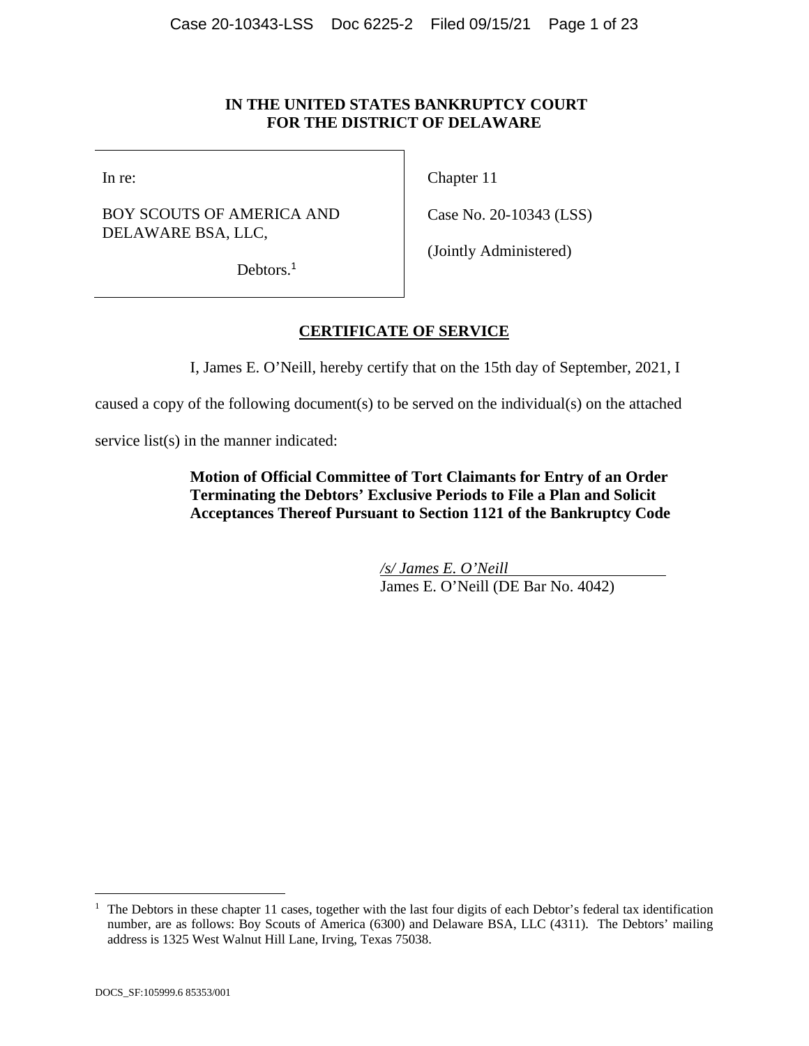**IN THE UNITED STATES BANKRUPTCY COURT FOR THE DISTRICT OF DELAWARE**

| In re: | Chapter 11 |
|---|---|
| BOY SCOUTS OF AMERICA AND DELAWARE BSA, LLC, | Case No. 20-10343 (LSS) |
| Debtors.[1] | (Jointly Administered) |

## CERTIFICATE OF SERVICE

I, James E. O'Neill, hereby certify that on the 15th day of September, 2021, I caused a copy of the following document(s) to be served on the individual(s) on the attached service list(s) in the manner indicated:

> **Motion of Official Committee of Tort Claimants for Entry of an Order Terminating the Debtors' Exclusive Periods to File a Plan and Solicit Acceptances Thereof Pursuant to Section 1121 of the Bankruptcy Code**

*/s/ James E. O'Neill*
James E. O'Neill (DE Bar No. 4042)

---

[1] The Debtors in these chapter 11 cases, together with the last four digits of each Debtor's federal tax identification number, are as follows: Boy Scouts of America (6300) and Delaware BSA, LLC (4311). The Debtors' mailing address is 1325 West Walnut Hill Lane, Irving, Texas 75038.

DOCS_SF:105999.6 85353/001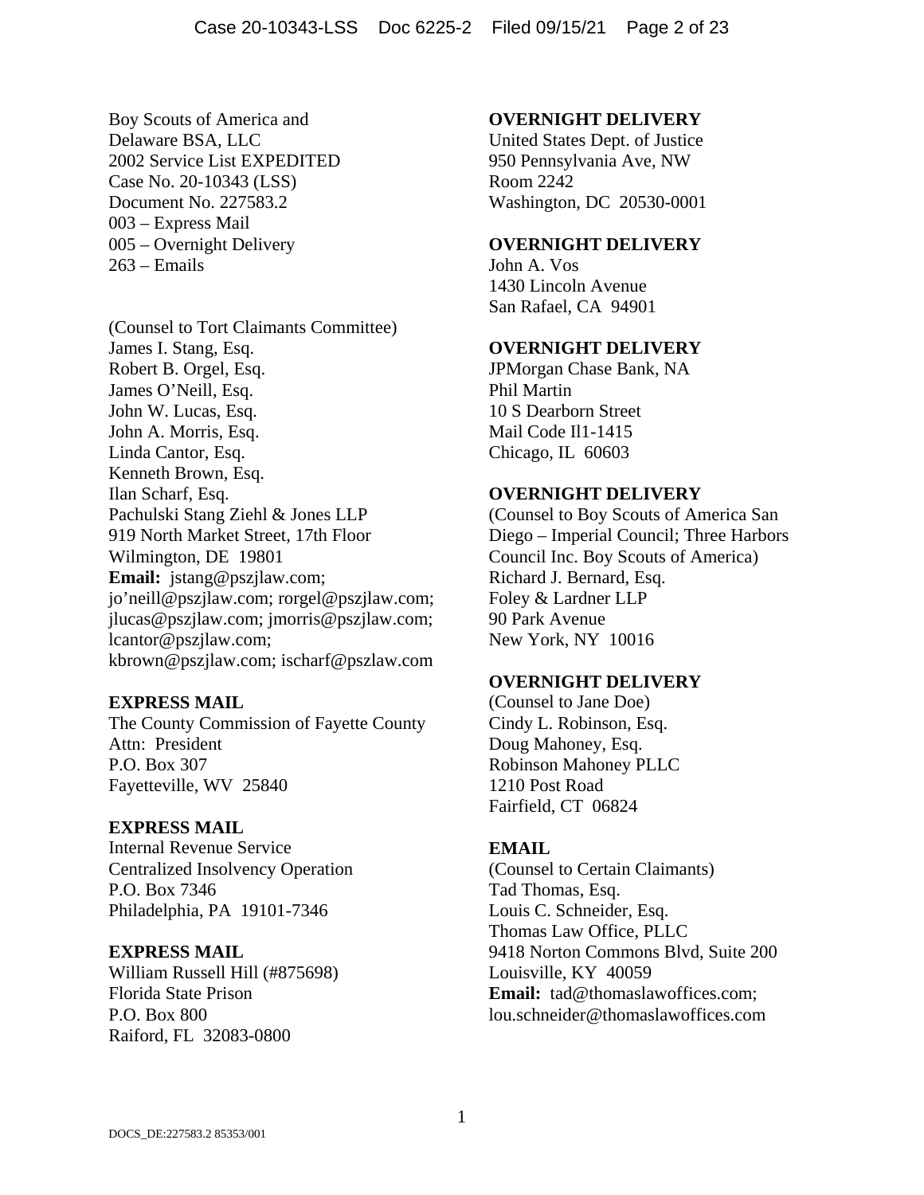Boy Scouts of America and
Delaware BSA, LLC
2002 Service List EXPEDITED
Case No. 20-10343 (LSS)
Document No. 227583.2
003 – Express Mail
005 – Overnight Delivery
263 – Emails

(Counsel to Tort Claimants Committee)
James I. Stang, Esq.
Robert B. Orgel, Esq.
James O'Neill, Esq.
John W. Lucas, Esq.
John A. Morris, Esq.
Linda Cantor, Esq.
Kenneth Brown, Esq.
Ilan Scharf, Esq.
Pachulski Stang Ziehl & Jones LLP
919 North Market Street, 17th Floor
Wilmington, DE 19801
**Email:** jstang@pszjlaw.com; jo'neill@pszjlaw.com; rorgel@pszjlaw.com; jlucas@pszjlaw.com; jmorris@pszjlaw.com; lcantor@pszjlaw.com; kbrown@pszjlaw.com; ischarf@pszlaw.com

**EXPRESS MAIL**
The County Commission of Fayette County
Attn: President
P.O. Box 307
Fayetteville, WV 25840

**EXPRESS MAIL**
Internal Revenue Service
Centralized Insolvency Operation
P.O. Box 7346
Philadelphia, PA 19101-7346

**EXPRESS MAIL**
William Russell Hill (#875698)
Florida State Prison
P.O. Box 800
Raiford, FL 32083-0800

**OVERNIGHT DELIVERY**
United States Dept. of Justice
950 Pennsylvania Ave, NW
Room 2242
Washington, DC 20530-0001

**OVERNIGHT DELIVERY**
John A. Vos
1430 Lincoln Avenue
San Rafael, CA 94901

**OVERNIGHT DELIVERY**
JPMorgan Chase Bank, NA
Phil Martin
10 S Dearborn Street
Mail Code Il1-1415
Chicago, IL 60603

**OVERNIGHT DELIVERY**
(Counsel to Boy Scouts of America San Diego – Imperial Council; Three Harbors Council Inc. Boy Scouts of America)
Richard J. Bernard, Esq.
Foley & Lardner LLP
90 Park Avenue
New York, NY 10016

**OVERNIGHT DELIVERY**
(Counsel to Jane Doe)
Cindy L. Robinson, Esq.
Doug Mahoney, Esq.
Robinson Mahoney PLLC
1210 Post Road
Fairfield, CT 06824

**EMAIL**
(Counsel to Certain Claimants)
Tad Thomas, Esq.
Louis C. Schneider, Esq.
Thomas Law Office, PLLC
9418 Norton Commons Blvd, Suite 200
Louisville, KY 40059
**Email:** tad@thomaslawoffices.com; lou.schneider@thomaslawoffices.com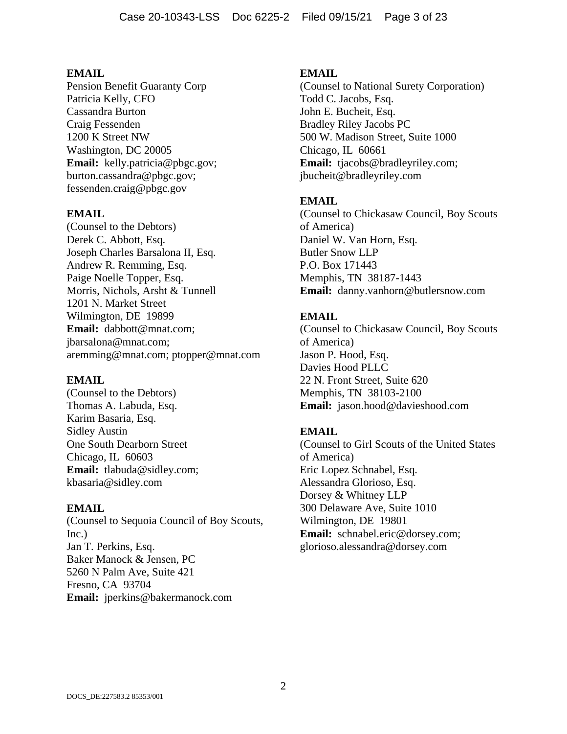**EMAIL**
Pension Benefit Guaranty Corp
Patricia Kelly, CFO
Cassandra Burton
Craig Fessenden
1200 K Street NW
Washington, DC 20005
**Email:** kelly.patricia@pbgc.gov; burton.cassandra@pbgc.gov; fessenden.craig@pbgc.gov

**EMAIL**
(Counsel to the Debtors)
Derek C. Abbott, Esq.
Joseph Charles Barsalona II, Esq.
Andrew R. Remming, Esq.
Paige Noelle Topper, Esq.
Morris, Nichols, Arsht & Tunnell
1201 N. Market Street
Wilmington, DE 19899
**Email:** dabbott@mnat.com; jbarsalona@mnat.com; aremming@mnat.com; ptopper@mnat.com

**EMAIL**
(Counsel to the Debtors)
Thomas A. Labuda, Esq.
Karim Basaria, Esq.
Sidley Austin
One South Dearborn Street
Chicago, IL 60603
**Email:** tlabuda@sidley.com; kbasaria@sidley.com

**EMAIL**
(Counsel to Sequoia Council of Boy Scouts, Inc.)
Jan T. Perkins, Esq.
Baker Manock & Jensen, PC
5260 N Palm Ave, Suite 421
Fresno, CA 93704
**Email:** jperkins@bakermanock.com

**EMAIL**
(Counsel to National Surety Corporation)
Todd C. Jacobs, Esq.
John E. Bucheit, Esq.
Bradley Riley Jacobs PC
500 W. Madison Street, Suite 1000
Chicago, IL 60661
**Email:** tjacobs@bradleyriley.com; jbucheit@bradleyriley.com

**EMAIL**
(Counsel to Chickasaw Council, Boy Scouts of America)
Daniel W. Van Horn, Esq.
Butler Snow LLP
P.O. Box 171443
Memphis, TN 38187-1443
**Email:** danny.vanhorn@butlersnow.com

**EMAIL**
(Counsel to Chickasaw Council, Boy Scouts of America)
Jason P. Hood, Esq.
Davies Hood PLLC
22 N. Front Street, Suite 620
Memphis, TN 38103-2100
**Email:** jason.hood@davieshood.com

**EMAIL**
(Counsel to Girl Scouts of the United States of America)
Eric Lopez Schnabel, Esq.
Alessandra Glorioso, Esq.
Dorsey & Whitney LLP
300 Delaware Ave, Suite 1010
Wilmington, DE 19801
**Email:** schnabel.eric@dorsey.com; glorioso.alessandra@dorsey.com

DOCS_DE:227583.2 85353/001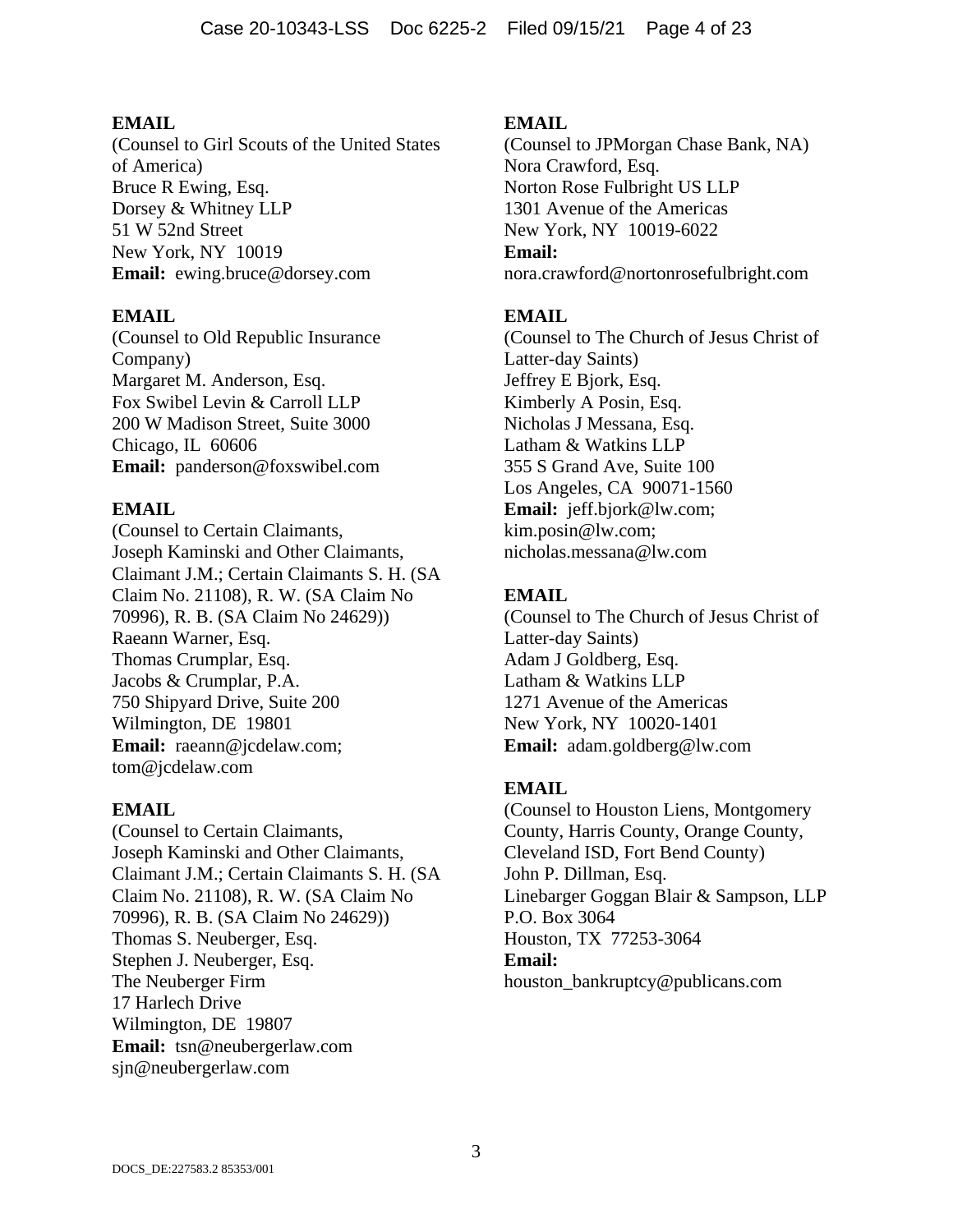**EMAIL**
(Counsel to Girl Scouts of the United States of America)
Bruce R Ewing, Esq.
Dorsey & Whitney LLP
51 W 52nd Street
New York, NY 10019
**Email:** ewing.bruce@dorsey.com

**EMAIL**
(Counsel to Old Republic Insurance Company)
Margaret M. Anderson, Esq.
Fox Swibel Levin & Carroll LLP
200 W Madison Street, Suite 3000
Chicago, IL 60606
**Email:** panderson@foxswibel.com

**EMAIL**
(Counsel to Certain Claimants, Joseph Kaminski and Other Claimants, Claimant J.M.; Certain Claimants S. H. (SA Claim No. 21108), R. W. (SA Claim No 70996), R. B. (SA Claim No 24629))
Raeann Warner, Esq.
Thomas Crumplar, Esq.
Jacobs & Crumplar, P.A.
750 Shipyard Drive, Suite 200
Wilmington, DE 19801
**Email:** raeann@jcdelaw.com; tom@jcdelaw.com

**EMAIL**
(Counsel to Certain Claimants, Joseph Kaminski and Other Claimants, Claimant J.M.; Certain Claimants S. H. (SA Claim No. 21108), R. W. (SA Claim No 70996), R. B. (SA Claim No 24629))
Thomas S. Neuberger, Esq.
Stephen J. Neuberger, Esq.
The Neuberger Firm
17 Harlech Drive
Wilmington, DE 19807
**Email:** tsn@neubergerlaw.com
sjn@neubergerlaw.com

**EMAIL**
(Counsel to JPMorgan Chase Bank, NA)
Nora Crawford, Esq.
Norton Rose Fulbright US LLP
1301 Avenue of the Americas
New York, NY 10019-6022
**Email:**
nora.crawford@nortonrosefulbright.com

**EMAIL**
(Counsel to The Church of Jesus Christ of Latter-day Saints)
Jeffrey E Bjork, Esq.
Kimberly A Posin, Esq.
Nicholas J Messana, Esq.
Latham & Watkins LLP
355 S Grand Ave, Suite 100
Los Angeles, CA 90071-1560
**Email:** jeff.bjork@lw.com; kim.posin@lw.com; nicholas.messana@lw.com

**EMAIL**
(Counsel to The Church of Jesus Christ of Latter-day Saints)
Adam J Goldberg, Esq.
Latham & Watkins LLP
1271 Avenue of the Americas
New York, NY 10020-1401
**Email:** adam.goldberg@lw.com

**EMAIL**
(Counsel to Houston Liens, Montgomery County, Harris County, Orange County, Cleveland ISD, Fort Bend County)
John P. Dillman, Esq.
Linebarger Goggan Blair & Sampson, LLP
P.O. Box 3064
Houston, TX 77253-3064
**Email:**
houston_bankruptcy@publicans.com

DOCS_DE:227583.2 85353/001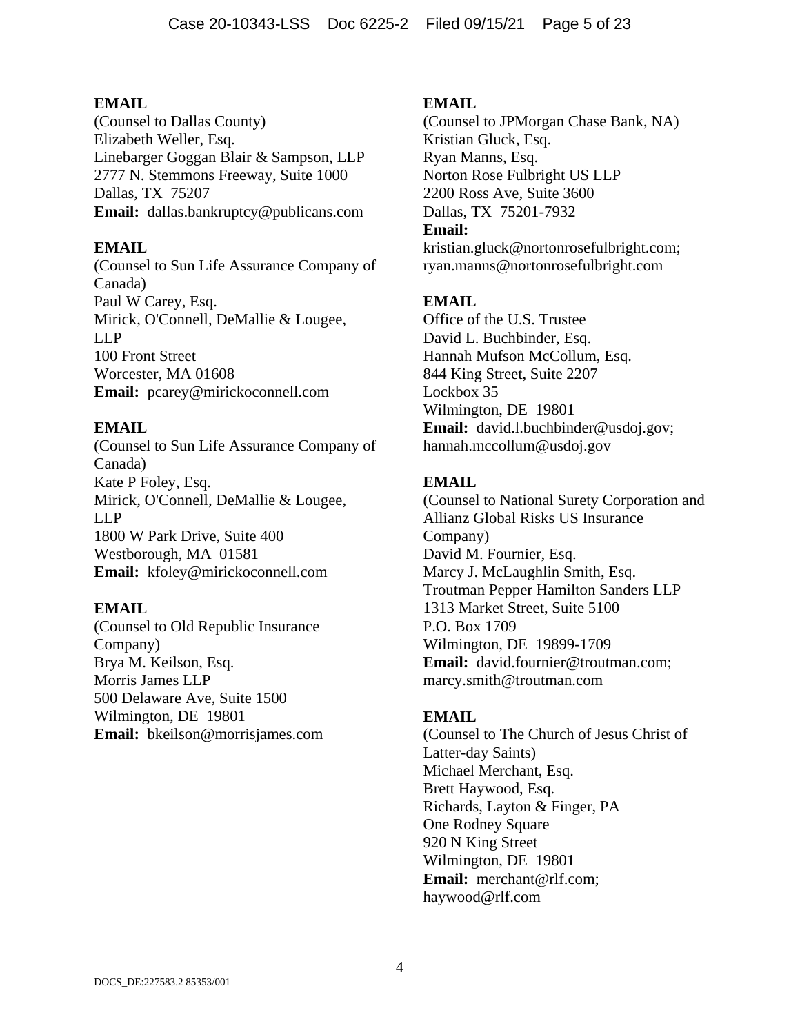**EMAIL**
(Counsel to Dallas County)
Elizabeth Weller, Esq.
Linebarger Goggan Blair & Sampson, LLP
2777 N. Stemmons Freeway, Suite 1000
Dallas, TX 75207
**Email:** dallas.bankruptcy@publicans.com

**EMAIL**
(Counsel to Sun Life Assurance Company of Canada)
Paul W Carey, Esq.
Mirick, O'Connell, DeMallie & Lougee, LLP
100 Front Street
Worcester, MA 01608
**Email:** pcarey@mirickoconnell.com

**EMAIL**
(Counsel to Sun Life Assurance Company of Canada)
Kate P Foley, Esq.
Mirick, O'Connell, DeMallie & Lougee, LLP
1800 W Park Drive, Suite 400
Westborough, MA 01581
**Email:** kfoley@mirickoconnell.com

**EMAIL**
(Counsel to Old Republic Insurance Company)
Brya M. Keilson, Esq.
Morris James LLP
500 Delaware Ave, Suite 1500
Wilmington, DE 19801
**Email:** bkeilson@morrisjames.com

**EMAIL**
(Counsel to JPMorgan Chase Bank, NA)
Kristian Gluck, Esq.
Ryan Manns, Esq.
Norton Rose Fulbright US LLP
2200 Ross Ave, Suite 3600
Dallas, TX 75201-7932
**Email:**
kristian.gluck@nortonrosefulbright.com;
ryan.manns@nortonrosefulbright.com

**EMAIL**
Office of the U.S. Trustee
David L. Buchbinder, Esq.
Hannah Mufson McCollum, Esq.
844 King Street, Suite 2207
Lockbox 35
Wilmington, DE 19801
**Email:** david.l.buchbinder@usdoj.gov;
hannah.mccollum@usdoj.gov

**EMAIL**
(Counsel to National Surety Corporation and Allianz Global Risks US Insurance Company)
David M. Fournier, Esq.
Marcy J. McLaughlin Smith, Esq.
Troutman Pepper Hamilton Sanders LLP
1313 Market Street, Suite 5100
P.O. Box 1709
Wilmington, DE 19899-1709
**Email:** david.fournier@troutman.com;
marcy.smith@troutman.com

**EMAIL**
(Counsel to The Church of Jesus Christ of Latter-day Saints)
Michael Merchant, Esq.
Brett Haywood, Esq.
Richards, Layton & Finger, PA
One Rodney Square
920 N King Street
Wilmington, DE 19801
**Email:** merchant@rlf.com;
haywood@rlf.com

DOCS_DE:227583.2 85353/001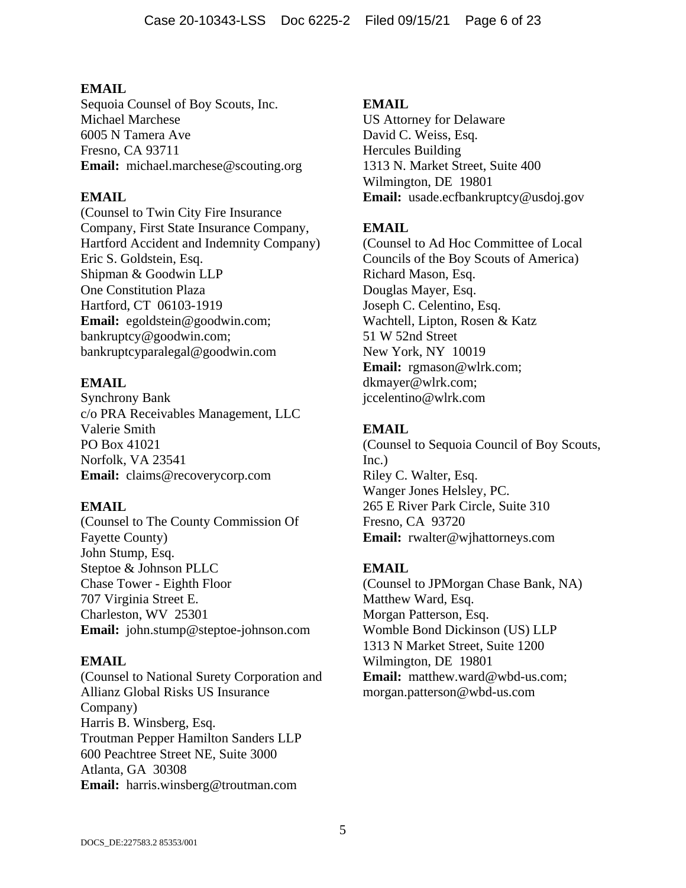**EMAIL**
Sequoia Counsel of Boy Scouts, Inc.
Michael Marchese
6005 N Tamera Ave
Fresno, CA 93711
**Email:** michael.marchese@scouting.org

**EMAIL**
(Counsel to Twin City Fire Insurance Company, First State Insurance Company, Hartford Accident and Indemnity Company)
Eric S. Goldstein, Esq.
Shipman & Goodwin LLP
One Constitution Plaza
Hartford, CT 06103-1919
**Email:** egoldstein@goodwin.com; bankruptcy@goodwin.com; bankruptcyparalegal@goodwin.com

**EMAIL**
Synchrony Bank
c/o PRA Receivables Management, LLC
Valerie Smith
PO Box 41021
Norfolk, VA 23541
**Email:** claims@recoverycorp.com

**EMAIL**
(Counsel to The County Commission Of Fayette County)
John Stump, Esq.
Steptoe & Johnson PLLC
Chase Tower - Eighth Floor
707 Virginia Street E.
Charleston, WV 25301
**Email:** john.stump@steptoe-johnson.com

**EMAIL**
(Counsel to National Surety Corporation and Allianz Global Risks US Insurance Company)
Harris B. Winsberg, Esq.
Troutman Pepper Hamilton Sanders LLP
600 Peachtree Street NE, Suite 3000
Atlanta, GA 30308
**Email:** harris.winsberg@troutman.com

**EMAIL**
US Attorney for Delaware
David C. Weiss, Esq.
Hercules Building
1313 N. Market Street, Suite 400
Wilmington, DE 19801
**Email:** usade.ecfbankruptcy@usdoj.gov

**EMAIL**
(Counsel to Ad Hoc Committee of Local Councils of the Boy Scouts of America)
Richard Mason, Esq.
Douglas Mayer, Esq.
Joseph C. Celentino, Esq.
Wachtell, Lipton, Rosen & Katz
51 W 52nd Street
New York, NY 10019
**Email:** rgmason@wlrk.com; dkmayer@wlrk.com; jccelentino@wlrk.com

**EMAIL**
(Counsel to Sequoia Council of Boy Scouts, Inc.)
Riley C. Walter, Esq.
Wanger Jones Helsley, PC.
265 E River Park Circle, Suite 310
Fresno, CA 93720
**Email:** rwalter@wjhattorneys.com

**EMAIL**
(Counsel to JPMorgan Chase Bank, NA)
Matthew Ward, Esq.
Morgan Patterson, Esq.
Womble Bond Dickinson (US) LLP
1313 N Market Street, Suite 1200
Wilmington, DE 19801
**Email:** matthew.ward@wbd-us.com; morgan.patterson@wbd-us.com

DOCS_DE:227583.2 85353/001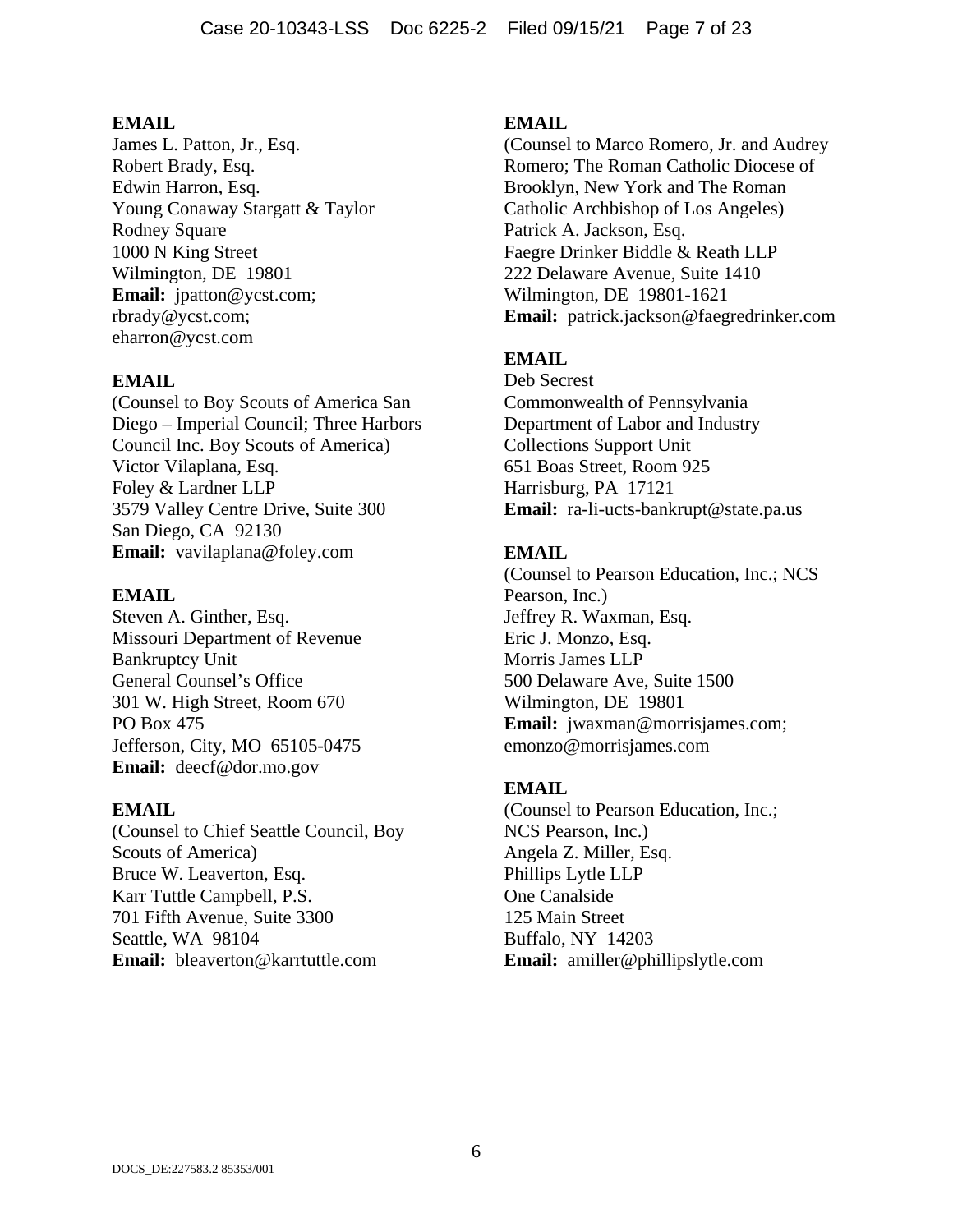**EMAIL**
James L. Patton, Jr., Esq.
Robert Brady, Esq.
Edwin Harron, Esq.
Young Conaway Stargatt & Taylor
Rodney Square
1000 N King Street
Wilmington, DE 19801
**Email:** jpatton@ycst.com;
rbrady@ycst.com;
eharron@ycst.com

**EMAIL**
(Counsel to Boy Scouts of America San Diego – Imperial Council; Three Harbors Council Inc. Boy Scouts of America)
Victor Vilaplana, Esq.
Foley & Lardner LLP
3579 Valley Centre Drive, Suite 300
San Diego, CA 92130
**Email:** vavilaplana@foley.com

**EMAIL**
Steven A. Ginther, Esq.
Missouri Department of Revenue
Bankruptcy Unit
General Counsel's Office
301 W. High Street, Room 670
PO Box 475
Jefferson, City, MO 65105-0475
**Email:** deecf@dor.mo.gov

**EMAIL**
(Counsel to Chief Seattle Council, Boy Scouts of America)
Bruce W. Leaverton, Esq.
Karr Tuttle Campbell, P.S.
701 Fifth Avenue, Suite 3300
Seattle, WA 98104
**Email:** bleaverton@karrtuttle.com

**EMAIL**
(Counsel to Marco Romero, Jr. and Audrey Romero; The Roman Catholic Diocese of Brooklyn, New York and The Roman Catholic Archbishop of Los Angeles)
Patrick A. Jackson, Esq.
Faegre Drinker Biddle & Reath LLP
222 Delaware Avenue, Suite 1410
Wilmington, DE 19801-1621
**Email:** patrick.jackson@faegredrinker.com

**EMAIL**
Deb Secrest
Commonwealth of Pennsylvania
Department of Labor and Industry
Collections Support Unit
651 Boas Street, Room 925
Harrisburg, PA 17121
**Email:** ra-li-ucts-bankrupt@state.pa.us

**EMAIL**
(Counsel to Pearson Education, Inc.; NCS Pearson, Inc.)
Jeffrey R. Waxman, Esq.
Eric J. Monzo, Esq.
Morris James LLP
500 Delaware Ave, Suite 1500
Wilmington, DE 19801
**Email:** jwaxman@morrisjames.com;
emonzo@morrisjames.com

**EMAIL**
(Counsel to Pearson Education, Inc.; NCS Pearson, Inc.)
Angela Z. Miller, Esq.
Phillips Lytle LLP
One Canalside
125 Main Street
Buffalo, NY 14203
**Email:** amiller@phillipslytle.com

DOCS_DE:227583.2 85353/001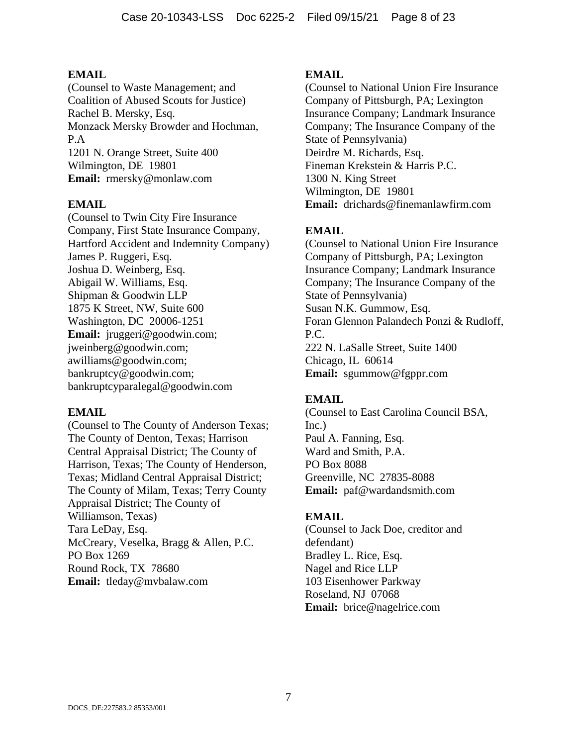**EMAIL**
(Counsel to Waste Management; and Coalition of Abused Scouts for Justice)
Rachel B. Mersky, Esq.
Monzack Mersky Browder and Hochman, P.A
1201 N. Orange Street, Suite 400
Wilmington, DE 19801
**Email:** rmersky@monlaw.com

**EMAIL**
(Counsel to Twin City Fire Insurance Company, First State Insurance Company, Hartford Accident and Indemnity Company)
James P. Ruggeri, Esq.
Joshua D. Weinberg, Esq.
Abigail W. Williams, Esq.
Shipman & Goodwin LLP
1875 K Street, NW, Suite 600
Washington, DC 20006-1251
**Email:** jruggeri@goodwin.com; jweinberg@goodwin.com; awilliams@goodwin.com; bankruptcy@goodwin.com; bankruptcyparalegal@goodwin.com

**EMAIL**
(Counsel to The County of Anderson Texas; The County of Denton, Texas; Harrison Central Appraisal District; The County of Harrison, Texas; The County of Henderson, Texas; Midland Central Appraisal District; The County of Milam, Texas; Terry County Appraisal District; The County of Williamson, Texas)
Tara LeDay, Esq.
McCreary, Veselka, Bragg & Allen, P.C.
PO Box 1269
Round Rock, TX 78680
**Email:** tleday@mvbalaw.com

**EMAIL**
(Counsel to National Union Fire Insurance Company of Pittsburgh, PA; Lexington Insurance Company; Landmark Insurance Company; The Insurance Company of the State of Pennsylvania)
Deirdre M. Richards, Esq.
Fineman Krekstein & Harris P.C.
1300 N. King Street
Wilmington, DE 19801
**Email:** drichards@finemanlawfirm.com

**EMAIL**
(Counsel to National Union Fire Insurance Company of Pittsburgh, PA; Lexington Insurance Company; Landmark Insurance Company; The Insurance Company of the State of Pennsylvania)
Susan N.K. Gummow, Esq.
Foran Glennon Palandech Ponzi & Rudloff, P.C.
222 N. LaSalle Street, Suite 1400
Chicago, IL 60614
**Email:** sgummow@fgppr.com

**EMAIL**
(Counsel to East Carolina Council BSA, Inc.)
Paul A. Fanning, Esq.
Ward and Smith, P.A.
PO Box 8088
Greenville, NC 27835-8088
**Email:** paf@wardandsmith.com

**EMAIL**
(Counsel to Jack Doe, creditor and defendant)
Bradley L. Rice, Esq.
Nagel and Rice LLP
103 Eisenhower Parkway
Roseland, NJ 07068
**Email:** brice@nagelrice.com

DOCS_DE:227583.2 85353/001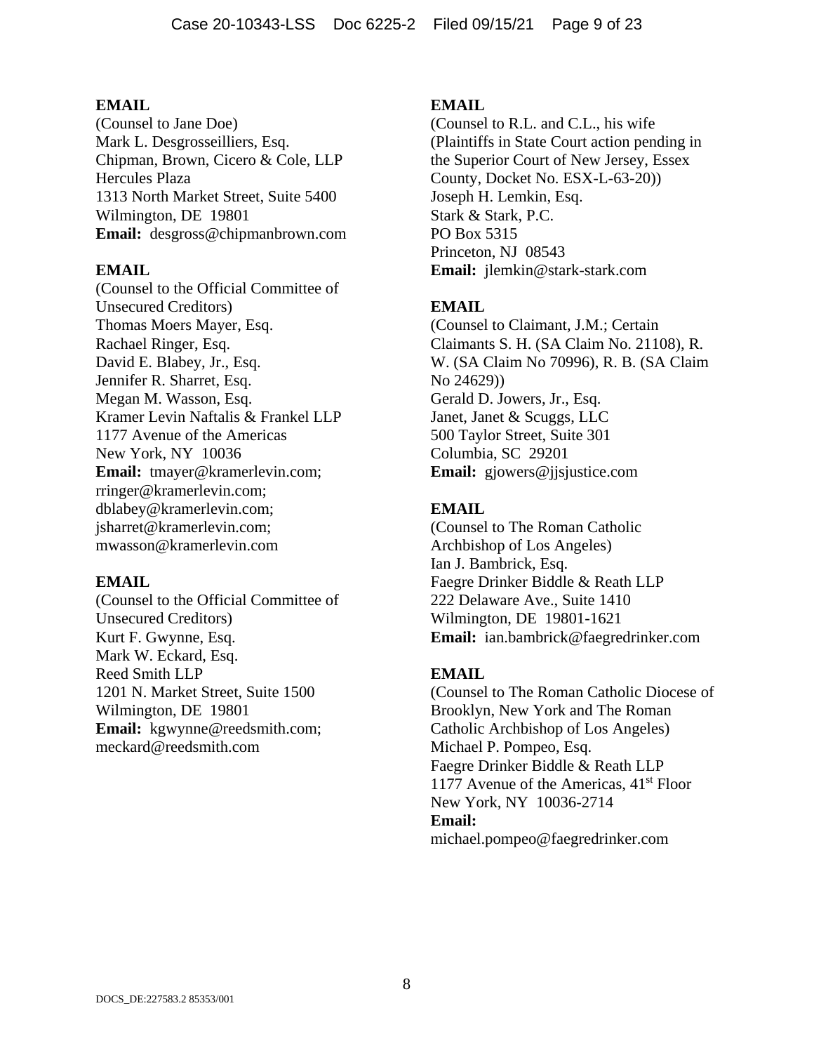**EMAIL**
(Counsel to Jane Doe)
Mark L. Desgrosseilliers, Esq.
Chipman, Brown, Cicero & Cole, LLP
Hercules Plaza
1313 North Market Street, Suite 5400
Wilmington, DE 19801
**Email:** desgross@chipmanbrown.com

**EMAIL**
(Counsel to the Official Committee of Unsecured Creditors)
Thomas Moers Mayer, Esq.
Rachael Ringer, Esq.
David E. Blabey, Jr., Esq.
Jennifer R. Sharret, Esq.
Megan M. Wasson, Esq.
Kramer Levin Naftalis & Frankel LLP
1177 Avenue of the Americas
New York, NY 10036
**Email:** tmayer@kramerlevin.com; rringer@kramerlevin.com; dblabey@kramerlevin.com; jsharret@kramerlevin.com; mwasson@kramerlevin.com

**EMAIL**
(Counsel to the Official Committee of Unsecured Creditors)
Kurt F. Gwynne, Esq.
Mark W. Eckard, Esq.
Reed Smith LLP
1201 N. Market Street, Suite 1500
Wilmington, DE 19801
**Email:** kgwynne@reedsmith.com; meckard@reedsmith.com

**EMAIL**
(Counsel to R.L. and C.L., his wife (Plaintiffs in State Court action pending in the Superior Court of New Jersey, Essex County, Docket No. ESX-L-63-20))
Joseph H. Lemkin, Esq.
Stark & Stark, P.C.
PO Box 5315
Princeton, NJ 08543
**Email:** jlemkin@stark-stark.com

**EMAIL**
(Counsel to Claimant, J.M.; Certain Claimants S. H. (SA Claim No. 21108), R. W. (SA Claim No 70996), R. B. (SA Claim No 24629))
Gerald D. Jowers, Jr., Esq.
Janet, Janet & Scuggs, LLC
500 Taylor Street, Suite 301
Columbia, SC 29201
**Email:** gjowers@jjsjustice.com

**EMAIL**
(Counsel to The Roman Catholic Archbishop of Los Angeles)
Ian J. Bambrick, Esq.
Faegre Drinker Biddle & Reath LLP
222 Delaware Ave., Suite 1410
Wilmington, DE 19801-1621
**Email:** ian.bambrick@faegredrinker.com

**EMAIL**
(Counsel to The Roman Catholic Diocese of Brooklyn, New York and The Roman Catholic Archbishop of Los Angeles)
Michael P. Pompeo, Esq.
Faegre Drinker Biddle & Reath LLP
1177 Avenue of the Americas, 41st Floor
New York, NY 10036-2714
**Email:** michael.pompeo@faegredrinker.com

DOCS_DE:227583.2 85353/001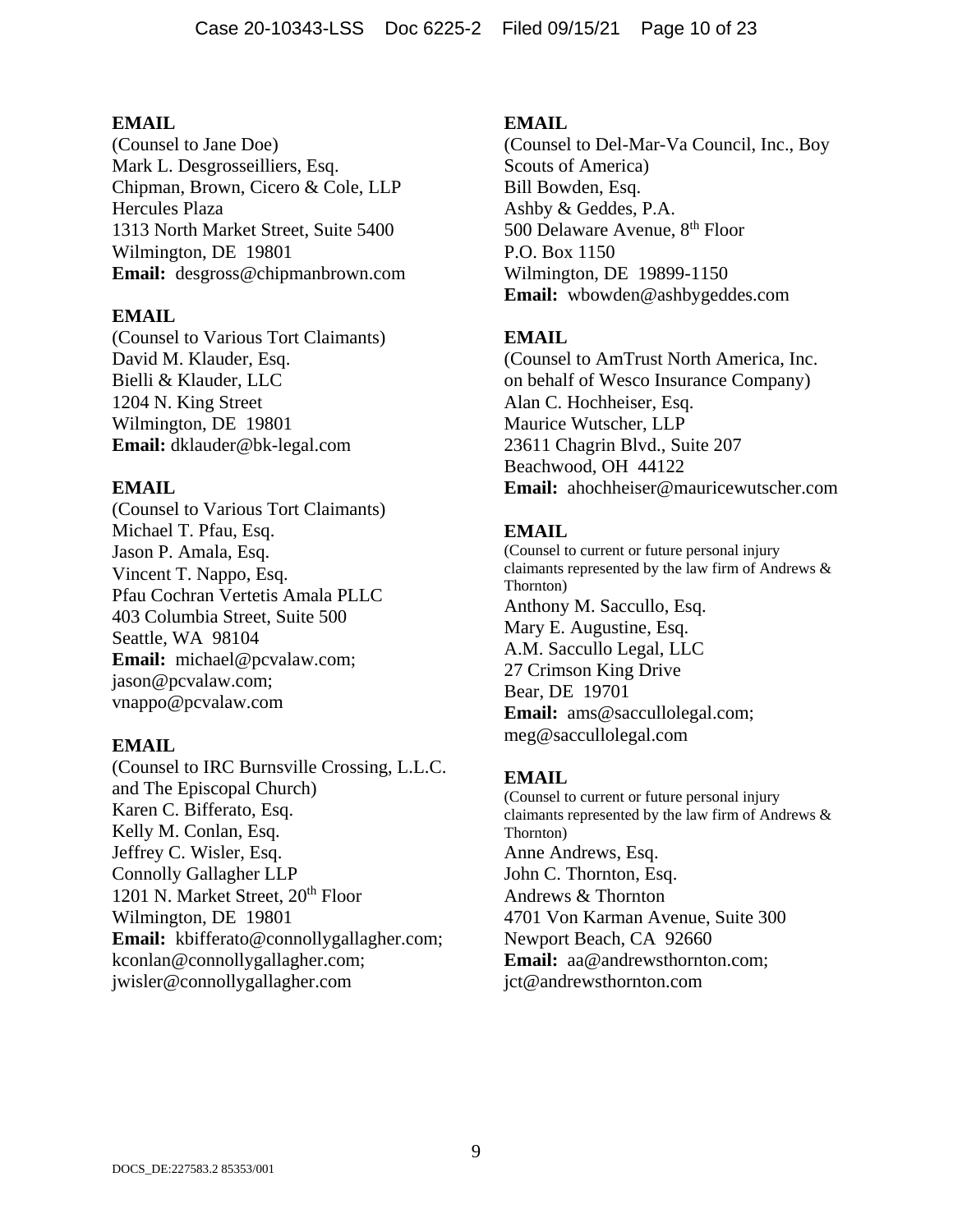**EMAIL**
(Counsel to Jane Doe)
Mark L. Desgrosseilliers, Esq.
Chipman, Brown, Cicero & Cole, LLP
Hercules Plaza
1313 North Market Street, Suite 5400
Wilmington, DE 19801
**Email:** desgross@chipmanbrown.com

**EMAIL**
(Counsel to Various Tort Claimants)
David M. Klauder, Esq.
Bielli & Klauder, LLC
1204 N. King Street
Wilmington, DE 19801
**Email:** dklauder@bk-legal.com

**EMAIL**
(Counsel to Various Tort Claimants)
Michael T. Pfau, Esq.
Jason P. Amala, Esq.
Vincent T. Nappo, Esq.
Pfau Cochran Vertetis Amala PLLC
403 Columbia Street, Suite 500
Seattle, WA 98104
**Email:** michael@pcvalaw.com; jason@pcvalaw.com; vnappo@pcvalaw.com

**EMAIL**
(Counsel to IRC Burnsville Crossing, L.L.C. and The Episcopal Church)
Karen C. Bifferato, Esq.
Kelly M. Conlan, Esq.
Jeffrey C. Wisler, Esq.
Connolly Gallagher LLP
1201 N. Market Street, 20th Floor
Wilmington, DE 19801
**Email:** kbifferato@connollygallagher.com; kconlan@connollygallagher.com; jwisler@connollygallagher.com

**EMAIL**
(Counsel to Del-Mar-Va Council, Inc., Boy Scouts of America)
Bill Bowden, Esq.
Ashby & Geddes, P.A.
500 Delaware Avenue, 8th Floor
P.O. Box 1150
Wilmington, DE 19899-1150
**Email:** wbowden@ashbygeddes.com

**EMAIL**
(Counsel to AmTrust North America, Inc. on behalf of Wesco Insurance Company)
Alan C. Hochheiser, Esq.
Maurice Wutscher, LLP
23611 Chagrin Blvd., Suite 207
Beachwood, OH 44122
**Email:** ahochheiser@mauricewutscher.com

**EMAIL**
(Counsel to current or future personal injury claimants represented by the law firm of Andrews & Thornton)
Anthony M. Saccullo, Esq.
Mary E. Augustine, Esq.
A.M. Saccullo Legal, LLC
27 Crimson King Drive
Bear, DE 19701
**Email:** ams@saccullolegal.com; meg@saccullolegal.com

**EMAIL**
(Counsel to current or future personal injury claimants represented by the law firm of Andrews & Thornton)
Anne Andrews, Esq.
John C. Thornton, Esq.
Andrews & Thornton
4701 Von Karman Avenue, Suite 300
Newport Beach, CA 92660
**Email:** aa@andrewsthornton.com; jct@andrewsthornton.com

DOCS_DE:227583.2 85353/001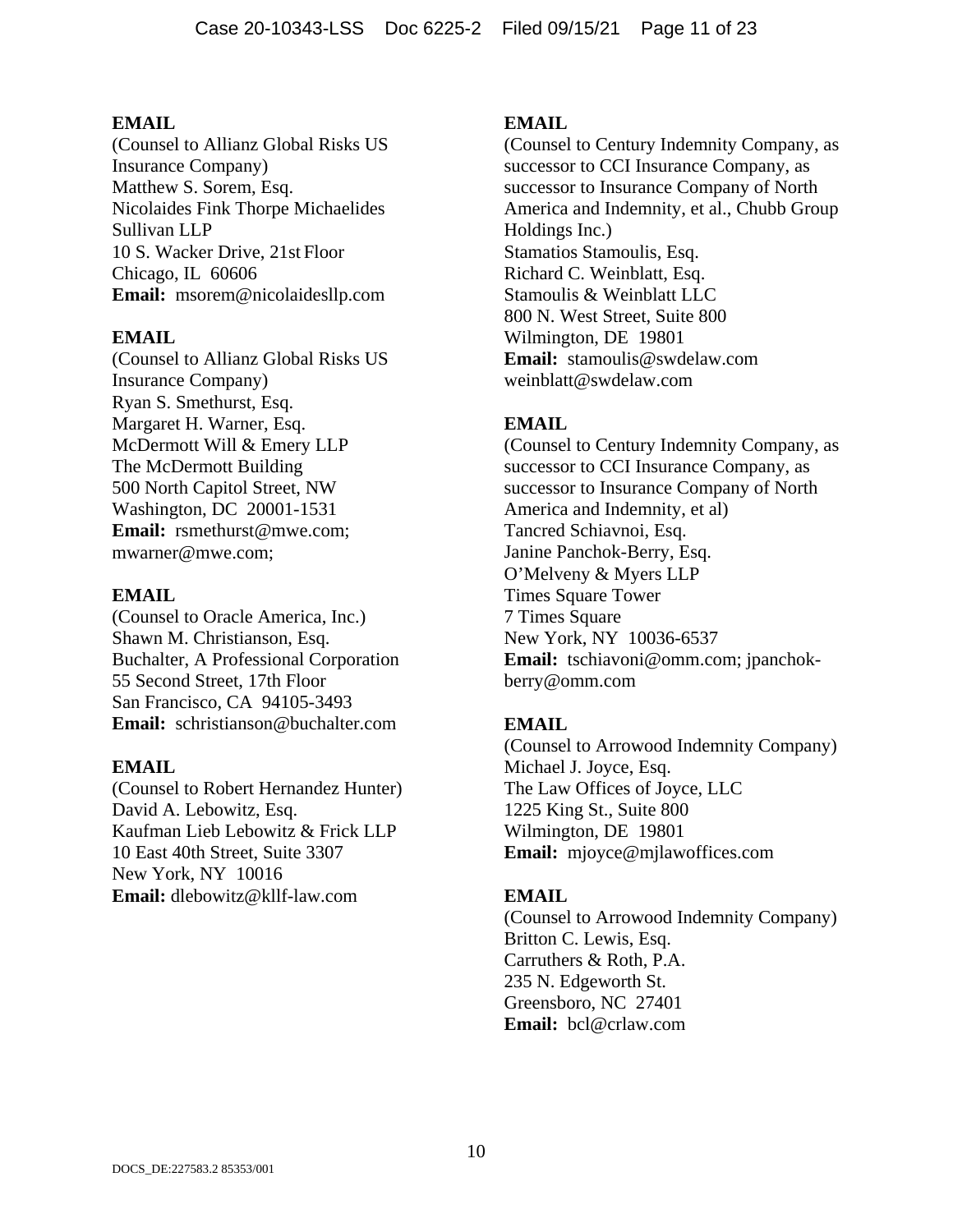**EMAIL**
(Counsel to Allianz Global Risks US Insurance Company)
Matthew S. Sorem, Esq.
Nicolaides Fink Thorpe Michaelides Sullivan LLP
10 S. Wacker Drive, 21st Floor
Chicago, IL 60606
**Email:** msorem@nicolaidesllp.com

**EMAIL**
(Counsel to Allianz Global Risks US Insurance Company)
Ryan S. Smethurst, Esq.
Margaret H. Warner, Esq.
McDermott Will & Emery LLP
The McDermott Building
500 North Capitol Street, NW
Washington, DC 20001-1531
**Email:** rsmethurst@mwe.com; mwarner@mwe.com;

**EMAIL**
(Counsel to Oracle America, Inc.)
Shawn M. Christianson, Esq.
Buchalter, A Professional Corporation
55 Second Street, 17th Floor
San Francisco, CA 94105-3493
**Email:** schristianson@buchalter.com

**EMAIL**
(Counsel to Robert Hernandez Hunter)
David A. Lebowitz, Esq.
Kaufman Lieb Lebowitz & Frick LLP
10 East 40th Street, Suite 3307
New York, NY 10016
**Email:** dlebowitz@kllf-law.com

**EMAIL**
(Counsel to Century Indemnity Company, as successor to CCI Insurance Company, as successor to Insurance Company of North America and Indemnity, et al., Chubb Group Holdings Inc.)
Stamatios Stamoulis, Esq.
Richard C. Weinblatt, Esq.
Stamoulis & Weinblatt LLC
800 N. West Street, Suite 800
Wilmington, DE 19801
**Email:** stamoulis@swdelaw.com
weinblatt@swdelaw.com

**EMAIL**
(Counsel to Century Indemnity Company, as successor to CCI Insurance Company, as successor to Insurance Company of North America and Indemnity, et al)
Tancred Schiavnoi, Esq.
Janine Panchok-Berry, Esq.
O'Melveny & Myers LLP
Times Square Tower
7 Times Square
New York, NY 10036-6537
**Email:** tschiavoni@omm.com; jpanchok-berry@omm.com

**EMAIL**
(Counsel to Arrowood Indemnity Company)
Michael J. Joyce, Esq.
The Law Offices of Joyce, LLC
1225 King St., Suite 800
Wilmington, DE 19801
**Email:** mjoyce@mjlawoffices.com

**EMAIL**
(Counsel to Arrowood Indemnity Company)
Britton C. Lewis, Esq.
Carruthers & Roth, P.A.
235 N. Edgeworth St.
Greensboro, NC 27401
**Email:** bcl@crlaw.com

DOCS_DE:227583.2 85353/001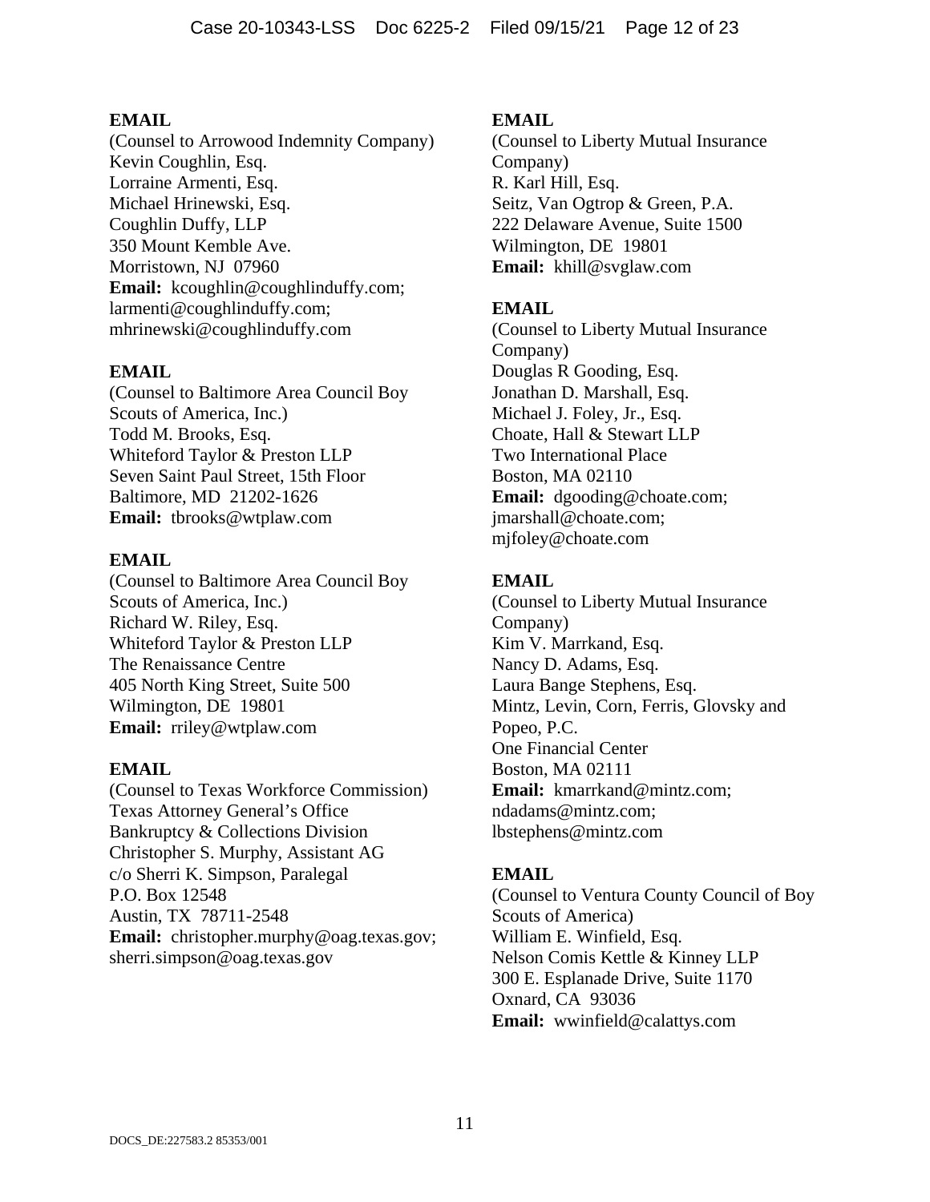**EMAIL**
(Counsel to Arrowood Indemnity Company)
Kevin Coughlin, Esq.
Lorraine Armenti, Esq.
Michael Hrinewski, Esq.
Coughlin Duffy, LLP
350 Mount Kemble Ave.
Morristown, NJ 07960
**Email:** kcoughlin@coughlinduffy.com; larmenti@coughlinduffy.com; mhrinewski@coughlinduffy.com

**EMAIL**
(Counsel to Baltimore Area Council Boy Scouts of America, Inc.)
Todd M. Brooks, Esq.
Whiteford Taylor & Preston LLP
Seven Saint Paul Street, 15th Floor
Baltimore, MD 21202-1626
**Email:** tbrooks@wtplaw.com

**EMAIL**
(Counsel to Baltimore Area Council Boy Scouts of America, Inc.)
Richard W. Riley, Esq.
Whiteford Taylor & Preston LLP
The Renaissance Centre
405 North King Street, Suite 500
Wilmington, DE 19801
**Email:** rriley@wtplaw.com

**EMAIL**
(Counsel to Texas Workforce Commission)
Texas Attorney General's Office
Bankruptcy & Collections Division
Christopher S. Murphy, Assistant AG
c/o Sherri K. Simpson, Paralegal
P.O. Box 12548
Austin, TX 78711-2548
**Email:** christopher.murphy@oag.texas.gov; sherri.simpson@oag.texas.gov

**EMAIL**
(Counsel to Liberty Mutual Insurance Company)
R. Karl Hill, Esq.
Seitz, Van Ogtrop & Green, P.A.
222 Delaware Avenue, Suite 1500
Wilmington, DE 19801
**Email:** khill@svglaw.com

**EMAIL**
(Counsel to Liberty Mutual Insurance Company)
Douglas R Gooding, Esq.
Jonathan D. Marshall, Esq.
Michael J. Foley, Jr., Esq.
Choate, Hall & Stewart LLP
Two International Place
Boston, MA 02110
**Email:** dgooding@choate.com; jmarshall@choate.com; mjfoley@choate.com

**EMAIL**
(Counsel to Liberty Mutual Insurance Company)
Kim V. Marrkand, Esq.
Nancy D. Adams, Esq.
Laura Bange Stephens, Esq.
Mintz, Levin, Corn, Ferris, Glovsky and Popeo, P.C.
One Financial Center
Boston, MA 02111
**Email:** kmarrkand@mintz.com; ndadams@mintz.com; lbstephens@mintz.com

**EMAIL**
(Counsel to Ventura County Council of Boy Scouts of America)
William E. Winfield, Esq.
Nelson Comis Kettle & Kinney LLP
300 E. Esplanade Drive, Suite 1170
Oxnard, CA 93036
**Email:** wwinfield@calattys.com

DOCS_DE:227583.2 85353/001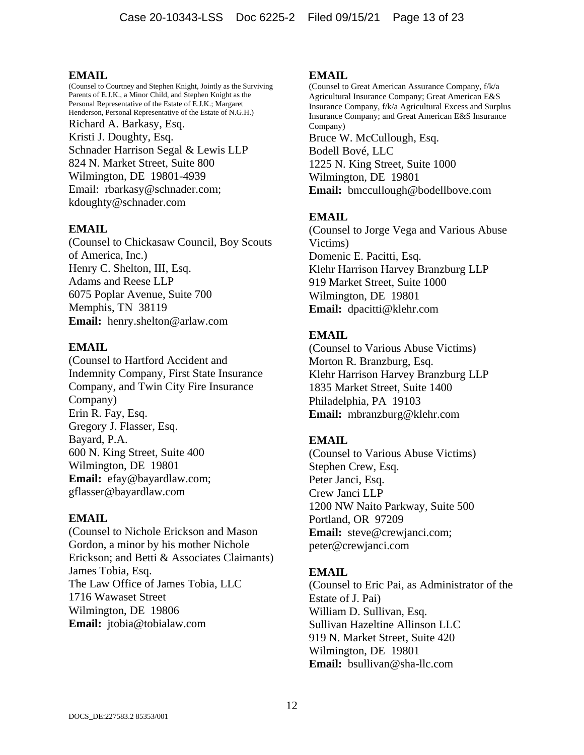**EMAIL**

(Counsel to Courtney and Stephen Knight, Jointly as the Surviving Parents of E.J.K., a Minor Child, and Stephen Knight as the Personal Representative of the Estate of E.J.K.; Margaret Henderson, Personal Representative of the Estate of N.G.H.)

Richard A. Barkasy, Esq.
Kristi J. Doughty, Esq.
Schnader Harrison Segal & Lewis LLP
824 N. Market Street, Suite 800
Wilmington, DE 19801-4939
Email: rbarkasy@schnader.com; kdoughty@schnader.com

**EMAIL**

(Counsel to Chickasaw Council, Boy Scouts of America, Inc.)
Henry C. Shelton, III, Esq.
Adams and Reese LLP
6075 Poplar Avenue, Suite 700
Memphis, TN 38119
**Email:** henry.shelton@arlaw.com

**EMAIL**

(Counsel to Hartford Accident and Indemnity Company, First State Insurance Company, and Twin City Fire Insurance Company)
Erin R. Fay, Esq.
Gregory J. Flasser, Esq.
Bayard, P.A.
600 N. King Street, Suite 400
Wilmington, DE 19801
**Email:** efay@bayardlaw.com; gflasser@bayardlaw.com

**EMAIL**

(Counsel to Nichole Erickson and Mason Gordon, a minor by his mother Nichole Erickson; and Betti & Associates Claimants)
James Tobia, Esq.
The Law Office of James Tobia, LLC
1716 Wawaset Street
Wilmington, DE 19806
**Email:** jtobia@tobialaw.com

**EMAIL**

(Counsel to Great American Assurance Company, f/k/a Agricultural Insurance Company; Great American E&S Insurance Company, f/k/a Agricultural Excess and Surplus Insurance Company; and Great American E&S Insurance Company)

Bruce W. McCullough, Esq.
Bodell Bové, LLC
1225 N. King Street, Suite 1000
Wilmington, DE 19801
**Email:** bmccullough@bodellbove.com

**EMAIL**

(Counsel to Jorge Vega and Various Abuse Victims)
Domenic E. Pacitti, Esq.
Klehr Harrison Harvey Branzburg LLP
919 Market Street, Suite 1000
Wilmington, DE 19801
**Email:** dpacitti@klehr.com

**EMAIL**

(Counsel to Various Abuse Victims)
Morton R. Branzburg, Esq.
Klehr Harrison Harvey Branzburg LLP
1835 Market Street, Suite 1400
Philadelphia, PA 19103
**Email:** mbranzburg@klehr.com

**EMAIL**

(Counsel to Various Abuse Victims)
Stephen Crew, Esq.
Peter Janci, Esq.
Crew Janci LLP
1200 NW Naito Parkway, Suite 500
Portland, OR 97209
**Email:** steve@crewjanci.com; peter@crewjanci.com

**EMAIL**

(Counsel to Eric Pai, as Administrator of the Estate of J. Pai)
William D. Sullivan, Esq.
Sullivan Hazeltine Allinson LLC
919 N. Market Street, Suite 420
Wilmington, DE 19801
**Email:** bsullivan@sha-llc.com

DOCS_DE:227583.2 85353/001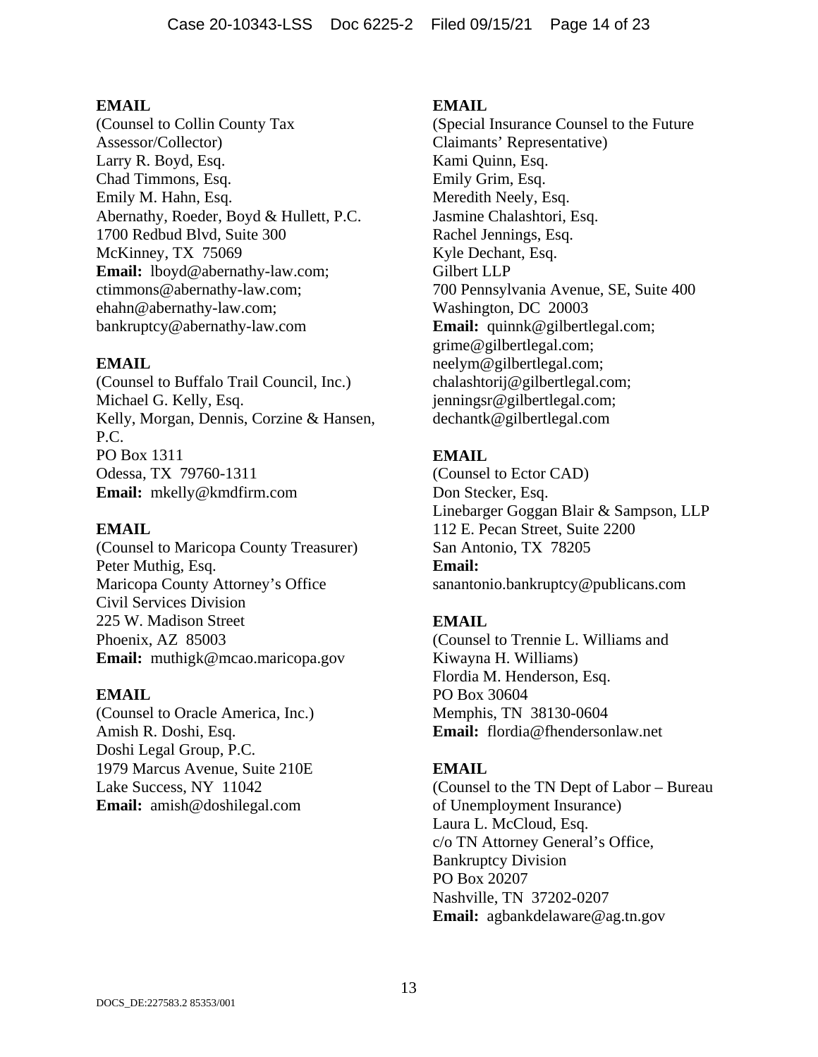**EMAIL**
(Counsel to Collin County Tax Assessor/Collector)
Larry R. Boyd, Esq.
Chad Timmons, Esq.
Emily M. Hahn, Esq.
Abernathy, Roeder, Boyd & Hullett, P.C.
1700 Redbud Blvd, Suite 300
McKinney, TX 75069
**Email:** lboyd@abernathy-law.com; ctimmons@abernathy-law.com; ehahn@abernathy-law.com; bankruptcy@abernathy-law.com

**EMAIL**
(Counsel to Buffalo Trail Council, Inc.)
Michael G. Kelly, Esq.
Kelly, Morgan, Dennis, Corzine & Hansen, P.C.
PO Box 1311
Odessa, TX 79760-1311
**Email:** mkelly@kmdfirm.com

**EMAIL**
(Counsel to Maricopa County Treasurer)
Peter Muthig, Esq.
Maricopa County Attorney's Office
Civil Services Division
225 W. Madison Street
Phoenix, AZ 85003
**Email:** muthigk@mcao.maricopa.gov

**EMAIL**
(Counsel to Oracle America, Inc.)
Amish R. Doshi, Esq.
Doshi Legal Group, P.C.
1979 Marcus Avenue, Suite 210E
Lake Success, NY 11042
**Email:** amish@doshilegal.com

**EMAIL**
(Special Insurance Counsel to the Future Claimants' Representative)
Kami Quinn, Esq.
Emily Grim, Esq.
Meredith Neely, Esq.
Jasmine Chalashtori, Esq.
Rachel Jennings, Esq.
Kyle Dechant, Esq.
Gilbert LLP
700 Pennsylvania Avenue, SE, Suite 400
Washington, DC 20003
**Email:** quinnk@gilbertlegal.com; grime@gilbertlegal.com; neelym@gilbertlegal.com; chalashtorij@gilbertlegal.com; jenningsr@gilbertlegal.com; dechantk@gilbertlegal.com

**EMAIL**
(Counsel to Ector CAD)
Don Stecker, Esq.
Linebarger Goggan Blair & Sampson, LLP
112 E. Pecan Street, Suite 2200
San Antonio, TX 78205
**Email:** sanantonio.bankruptcy@publicans.com

**EMAIL**
(Counsel to Trennie L. Williams and Kiwayna H. Williams)
Flordia M. Henderson, Esq.
PO Box 30604
Memphis, TN 38130-0604
**Email:** flordia@fhendersonlaw.net

**EMAIL**
(Counsel to the TN Dept of Labor – Bureau of Unemployment Insurance)
Laura L. McCloud, Esq.
c/o TN Attorney General's Office, Bankruptcy Division
PO Box 20207
Nashville, TN 37202-0207
**Email:** agbankdelaware@ag.tn.gov

DOCS_DE:227583.2 85353/001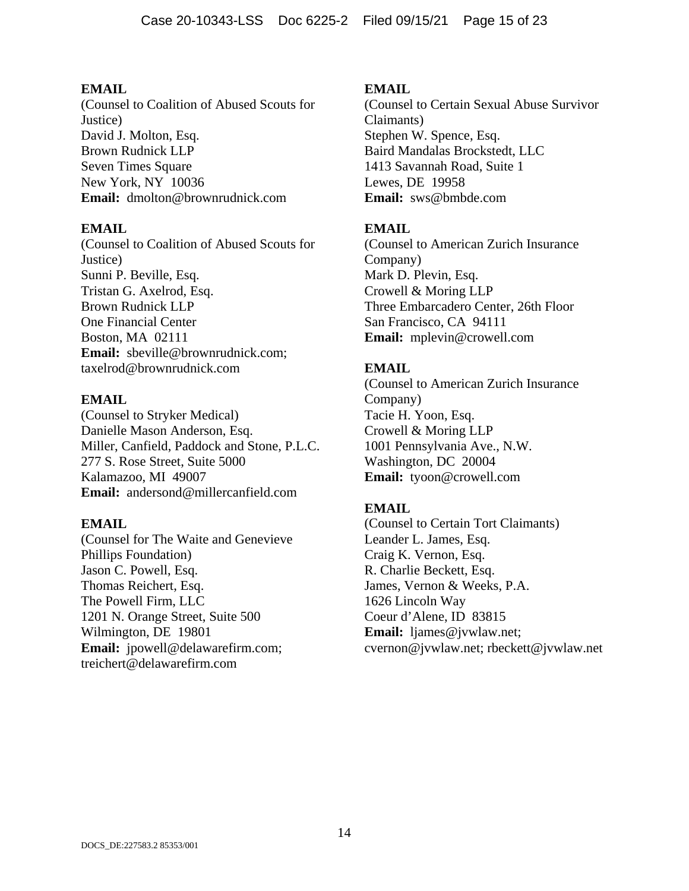**EMAIL**
(Counsel to Coalition of Abused Scouts for Justice)
David J. Molton, Esq.
Brown Rudnick LLP
Seven Times Square
New York, NY 10036
**Email:** dmolton@brownrudnick.com

**EMAIL**
(Counsel to Coalition of Abused Scouts for Justice)
Sunni P. Beville, Esq.
Tristan G. Axelrod, Esq.
Brown Rudnick LLP
One Financial Center
Boston, MA 02111
**Email:** sbeville@brownrudnick.com; taxelrod@brownrudnick.com

**EMAIL**
(Counsel to Stryker Medical)
Danielle Mason Anderson, Esq.
Miller, Canfield, Paddock and Stone, P.L.C.
277 S. Rose Street, Suite 5000
Kalamazoo, MI 49007
**Email:** andersond@millercanfield.com

**EMAIL**
(Counsel for The Waite and Genevieve Phillips Foundation)
Jason C. Powell, Esq.
Thomas Reichert, Esq.
The Powell Firm, LLC
1201 N. Orange Street, Suite 500
Wilmington, DE 19801
**Email:** jpowell@delawarefirm.com; treichert@delawarefirm.com

**EMAIL**
(Counsel to Certain Sexual Abuse Survivor Claimants)
Stephen W. Spence, Esq.
Baird Mandalas Brockstedt, LLC
1413 Savannah Road, Suite 1
Lewes, DE 19958
**Email:** sws@bmbde.com

**EMAIL**
(Counsel to American Zurich Insurance Company)
Mark D. Plevin, Esq.
Crowell & Moring LLP
Three Embarcadero Center, 26th Floor
San Francisco, CA 94111
**Email:** mplevin@crowell.com

**EMAIL**
(Counsel to American Zurich Insurance Company)
Tacie H. Yoon, Esq.
Crowell & Moring LLP
1001 Pennsylvania Ave., N.W.
Washington, DC 20004
**Email:** tyoon@crowell.com

**EMAIL**
(Counsel to Certain Tort Claimants)
Leander L. James, Esq.
Craig K. Vernon, Esq.
R. Charlie Beckett, Esq.
James, Vernon & Weeks, P.A.
1626 Lincoln Way
Coeur d'Alene, ID 83815
**Email:** ljames@jvwlaw.net; cvernon@jvwlaw.net; rbeckett@jvwlaw.net

DOCS_DE:227583.2 85353/001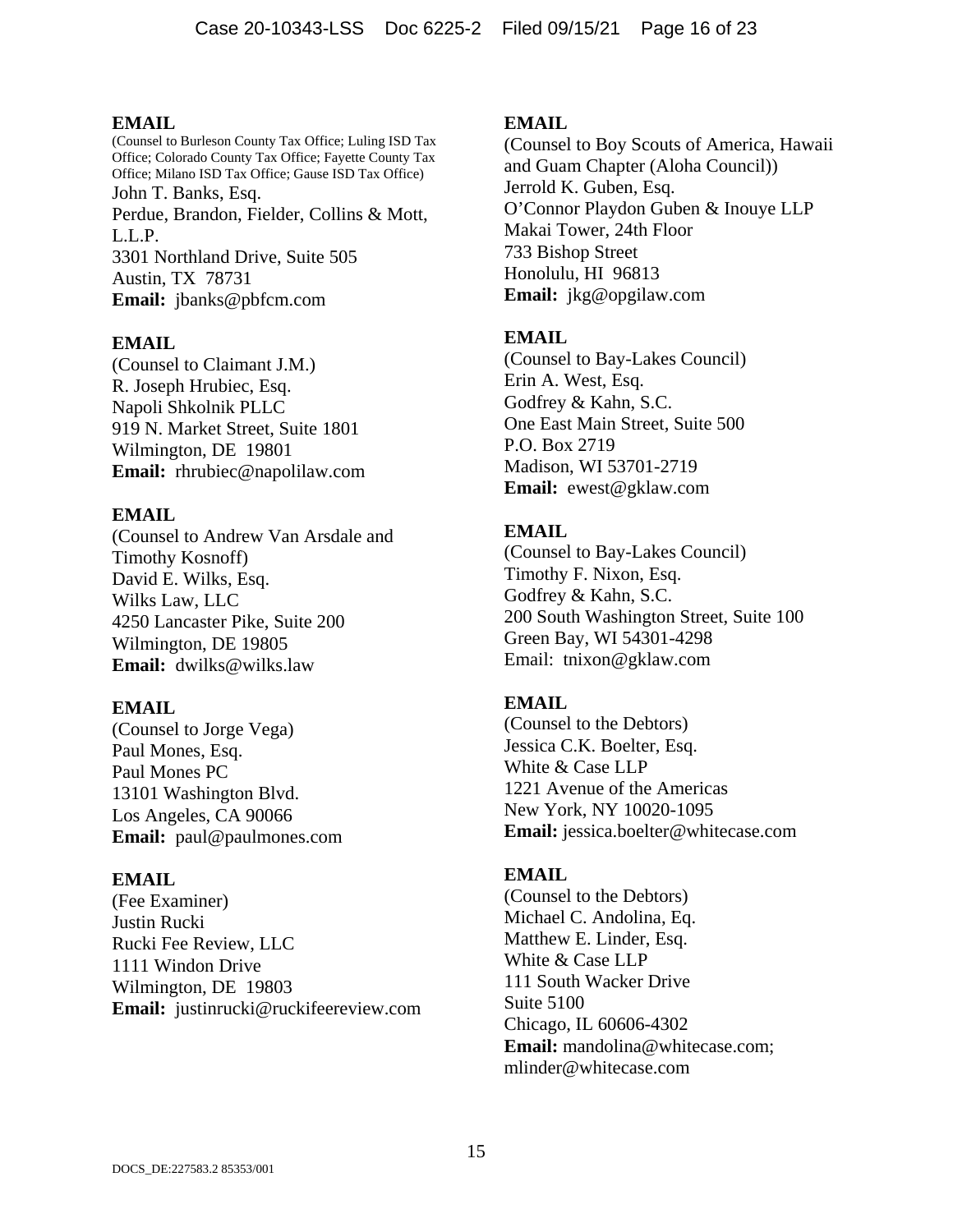**EMAIL**
(Counsel to Burleson County Tax Office; Luling ISD Tax Office; Colorado County Tax Office; Fayette County Tax Office; Milano ISD Tax Office; Gause ISD Tax Office)
John T. Banks, Esq.
Perdue, Brandon, Fielder, Collins & Mott, L.L.P.
3301 Northland Drive, Suite 505
Austin, TX 78731
**Email:** jbanks@pbfcm.com

**EMAIL**
(Counsel to Claimant J.M.)
R. Joseph Hrubiec, Esq.
Napoli Shkolnik PLLC
919 N. Market Street, Suite 1801
Wilmington, DE 19801
**Email:** rhrubiec@napolilaw.com

**EMAIL**
(Counsel to Andrew Van Arsdale and Timothy Kosnoff)
David E. Wilks, Esq.
Wilks Law, LLC
4250 Lancaster Pike, Suite 200
Wilmington, DE 19805
**Email:** dwilks@wilks.law

**EMAIL**
(Counsel to Jorge Vega)
Paul Mones, Esq.
Paul Mones PC
13101 Washington Blvd.
Los Angeles, CA 90066
**Email:** paul@paulmones.com

**EMAIL**
(Fee Examiner)
Justin Rucki
Rucki Fee Review, LLC
1111 Windon Drive
Wilmington, DE 19803
**Email:** justinrucki@ruckifeereview.com

**EMAIL**
(Counsel to Boy Scouts of America, Hawaii and Guam Chapter (Aloha Council))
Jerrold K. Guben, Esq.
O'Connor Playdon Guben & Inouye LLP
Makai Tower, 24th Floor
733 Bishop Street
Honolulu, HI 96813
**Email:** jkg@opgilaw.com

**EMAIL**
(Counsel to Bay-Lakes Council)
Erin A. West, Esq.
Godfrey & Kahn, S.C.
One East Main Street, Suite 500
P.O. Box 2719
Madison, WI 53701-2719
**Email:** ewest@gklaw.com

**EMAIL**
(Counsel to Bay-Lakes Council)
Timothy F. Nixon, Esq.
Godfrey & Kahn, S.C.
200 South Washington Street, Suite 100
Green Bay, WI 54301-4298
Email: tnixon@gklaw.com

**EMAIL**
(Counsel to the Debtors)
Jessica C.K. Boelter, Esq.
White & Case LLP
1221 Avenue of the Americas
New York, NY 10020-1095
**Email:** jessica.boelter@whitecase.com

**EMAIL**
(Counsel to the Debtors)
Michael C. Andolina, Eq.
Matthew E. Linder, Esq.
White & Case LLP
111 South Wacker Drive
Suite 5100
Chicago, IL 60606-4302
**Email:** mandolina@whitecase.com; mlinder@whitecase.com

DOCS_DE:227583.2 85353/001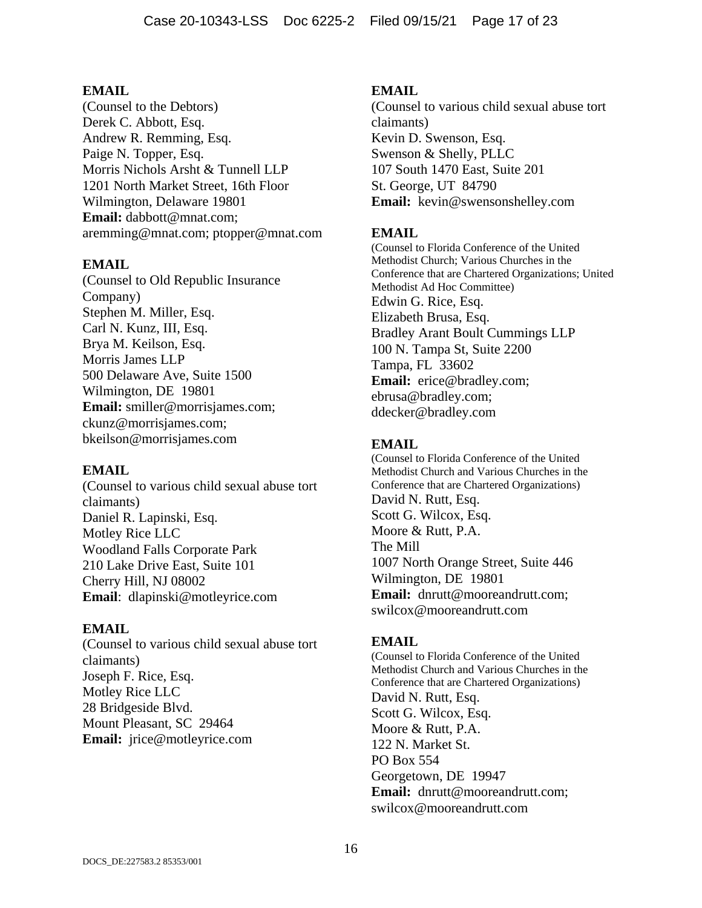**EMAIL**
(Counsel to the Debtors)
Derek C. Abbott, Esq.
Andrew R. Remming, Esq.
Paige N. Topper, Esq.
Morris Nichols Arsht & Tunnell LLP
1201 North Market Street, 16th Floor
Wilmington, Delaware 19801
**Email:** dabbott@mnat.com; aremming@mnat.com; ptopper@mnat.com

**EMAIL**
(Counsel to Old Republic Insurance Company)
Stephen M. Miller, Esq.
Carl N. Kunz, III, Esq.
Brya M. Keilson, Esq.
Morris James LLP
500 Delaware Ave, Suite 1500
Wilmington, DE 19801
**Email:** smiller@morrisjames.com; ckunz@morrisjames.com; bkeilson@morrisjames.com

**EMAIL**
(Counsel to various child sexual abuse tort claimants)
Daniel R. Lapinski, Esq.
Motley Rice LLC
Woodland Falls Corporate Park
210 Lake Drive East, Suite 101
Cherry Hill, NJ 08002
**Email**: dlapinski@motleyrice.com

**EMAIL**
(Counsel to various child sexual abuse tort claimants)
Joseph F. Rice, Esq.
Motley Rice LLC
28 Bridgeside Blvd.
Mount Pleasant, SC 29464
**Email:** jrice@motleyrice.com

**EMAIL**
(Counsel to various child sexual abuse tort claimants)
Kevin D. Swenson, Esq.
Swenson & Shelly, PLLC
107 South 1470 East, Suite 201
St. George, UT 84790
**Email:** kevin@swensonshelley.com

**EMAIL**
(Counsel to Florida Conference of the United Methodist Church; Various Churches in the Conference that are Chartered Organizations; United Methodist Ad Hoc Committee)
Edwin G. Rice, Esq.
Elizabeth Brusa, Esq.
Bradley Arant Boult Cummings LLP
100 N. Tampa St, Suite 2200
Tampa, FL 33602
**Email:** erice@bradley.com; ebrusa@bradley.com; ddecker@bradley.com

**EMAIL**
(Counsel to Florida Conference of the United Methodist Church and Various Churches in the Conference that are Chartered Organizations)
David N. Rutt, Esq.
Scott G. Wilcox, Esq.
Moore & Rutt, P.A.
The Mill
1007 North Orange Street, Suite 446
Wilmington, DE 19801
**Email:** dnrutt@mooreandrutt.com; swilcox@mooreandrutt.com

**EMAIL**
(Counsel to Florida Conference of the United Methodist Church and Various Churches in the Conference that are Chartered Organizations)
David N. Rutt, Esq.
Scott G. Wilcox, Esq.
Moore & Rutt, P.A.
122 N. Market St.
PO Box 554
Georgetown, DE 19947
**Email:** dnrutt@mooreandrutt.com; swilcox@mooreandrutt.com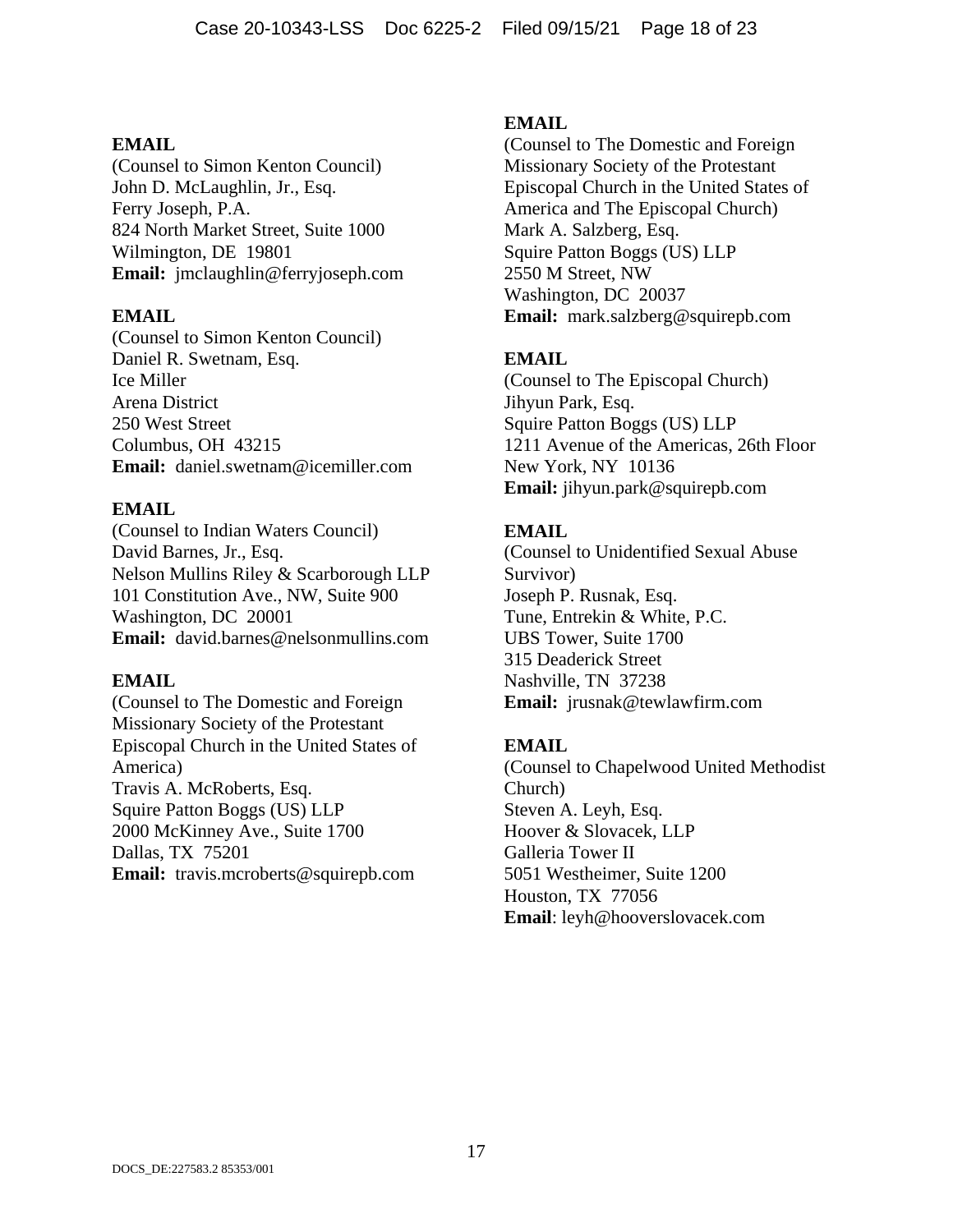**EMAIL**
(Counsel to Simon Kenton Council)
John D. McLaughlin, Jr., Esq.
Ferry Joseph, P.A.
824 North Market Street, Suite 1000
Wilmington, DE 19801
**Email:** jmclaughlin@ferryjoseph.com

**EMAIL**
(Counsel to Simon Kenton Council)
Daniel R. Swetnam, Esq.
Ice Miller
Arena District
250 West Street
Columbus, OH 43215
**Email:** daniel.swetnam@icemiller.com

**EMAIL**
(Counsel to Indian Waters Council)
David Barnes, Jr., Esq.
Nelson Mullins Riley & Scarborough LLP
101 Constitution Ave., NW, Suite 900
Washington, DC 20001
**Email:** david.barnes@nelsonmullins.com

**EMAIL**
(Counsel to The Domestic and Foreign Missionary Society of the Protestant Episcopal Church in the United States of America)
Travis A. McRoberts, Esq.
Squire Patton Boggs (US) LLP
2000 McKinney Ave., Suite 1700
Dallas, TX 75201
**Email:** travis.mcroberts@squirepb.com

**EMAIL**
(Counsel to The Domestic and Foreign Missionary Society of the Protestant Episcopal Church in the United States of America and The Episcopal Church)
Mark A. Salzberg, Esq.
Squire Patton Boggs (US) LLP
2550 M Street, NW
Washington, DC 20037
**Email:** mark.salzberg@squirepb.com

**EMAIL**
(Counsel to The Episcopal Church)
Jihyun Park, Esq.
Squire Patton Boggs (US) LLP
1211 Avenue of the Americas, 26th Floor
New York, NY 10136
**Email:** jihyun.park@squirepb.com

**EMAIL**
(Counsel to Unidentified Sexual Abuse Survivor)
Joseph P. Rusnak, Esq.
Tune, Entrekin & White, P.C.
UBS Tower, Suite 1700
315 Deaderick Street
Nashville, TN 37238
**Email:** jrusnak@tewlawfirm.com

**EMAIL**
(Counsel to Chapelwood United Methodist Church)
Steven A. Leyh, Esq.
Hoover & Slovacek, LLP
Galleria Tower II
5051 Westheimer, Suite 1200
Houston, TX 77056
**Email**: leyh@hooverslovacek.com

DOCS_DE:227583.2 85353/001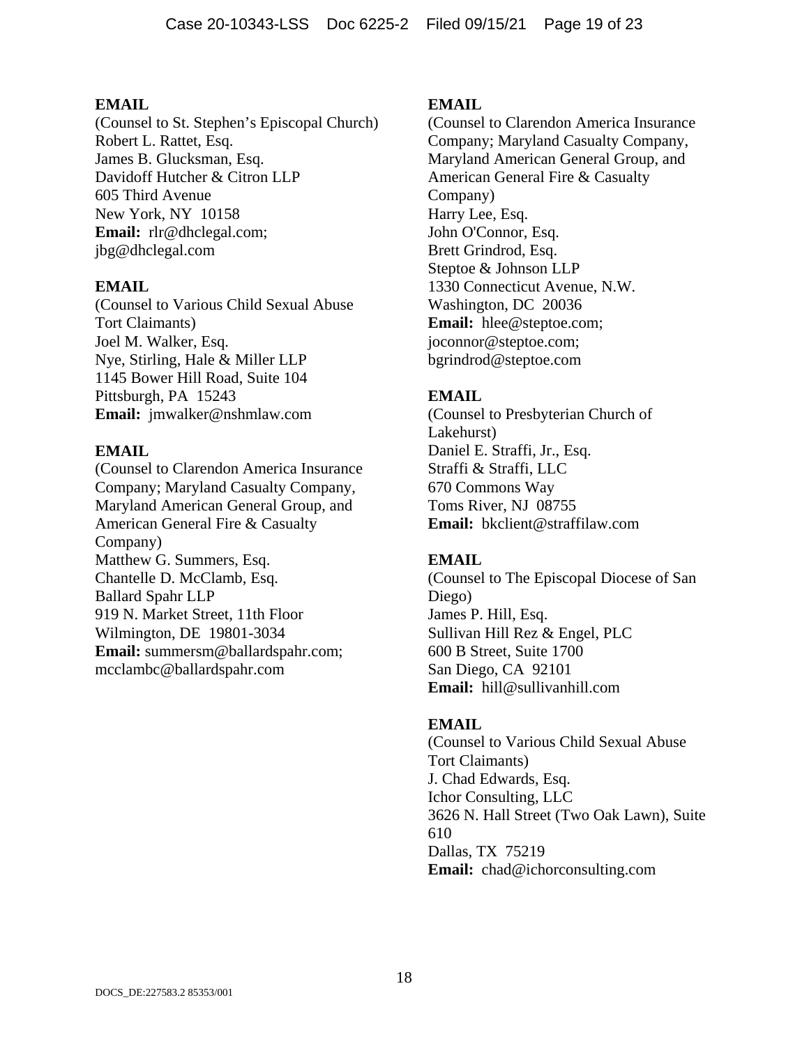**EMAIL**
(Counsel to St. Stephen's Episcopal Church)
Robert L. Rattet, Esq.
James B. Glucksman, Esq.
Davidoff Hutcher & Citron LLP
605 Third Avenue
New York, NY 10158
**Email:** rlr@dhclegal.com;
jbg@dhclegal.com

**EMAIL**
(Counsel to Various Child Sexual Abuse Tort Claimants)
Joel M. Walker, Esq.
Nye, Stirling, Hale & Miller LLP
1145 Bower Hill Road, Suite 104
Pittsburgh, PA 15243
**Email:** jmwalker@nshmlaw.com

**EMAIL**
(Counsel to Clarendon America Insurance Company; Maryland Casualty Company, Maryland American General Group, and American General Fire & Casualty Company)
Matthew G. Summers, Esq.
Chantelle D. McClamb, Esq.
Ballard Spahr LLP
919 N. Market Street, 11th Floor
Wilmington, DE 19801-3034
**Email:** summersm@ballardspahr.com;
mcclambc@ballardspahr.com

**EMAIL**
(Counsel to Clarendon America Insurance Company; Maryland Casualty Company, Maryland American General Group, and American General Fire & Casualty Company)
Harry Lee, Esq.
John O'Connor, Esq.
Brett Grindrod, Esq.
Steptoe & Johnson LLP
1330 Connecticut Avenue, N.W.
Washington, DC 20036
**Email:** hlee@steptoe.com;
joconnor@steptoe.com;
bgrindrod@steptoe.com

**EMAIL**
(Counsel to Presbyterian Church of Lakehurst)
Daniel E. Straffi, Jr., Esq.
Straffi & Straffi, LLC
670 Commons Way
Toms River, NJ 08755
**Email:** bkclient@straffilaw.com

**EMAIL**
(Counsel to The Episcopal Diocese of San Diego)
James P. Hill, Esq.
Sullivan Hill Rez & Engel, PLC
600 B Street, Suite 1700
San Diego, CA 92101
**Email:** hill@sullivanhill.com

**EMAIL**
(Counsel to Various Child Sexual Abuse Tort Claimants)
J. Chad Edwards, Esq.
Ichor Consulting, LLC
3626 N. Hall Street (Two Oak Lawn), Suite 610
Dallas, TX 75219
**Email:** chad@ichorconsulting.com

DOCS_DE:227583.2 85353/001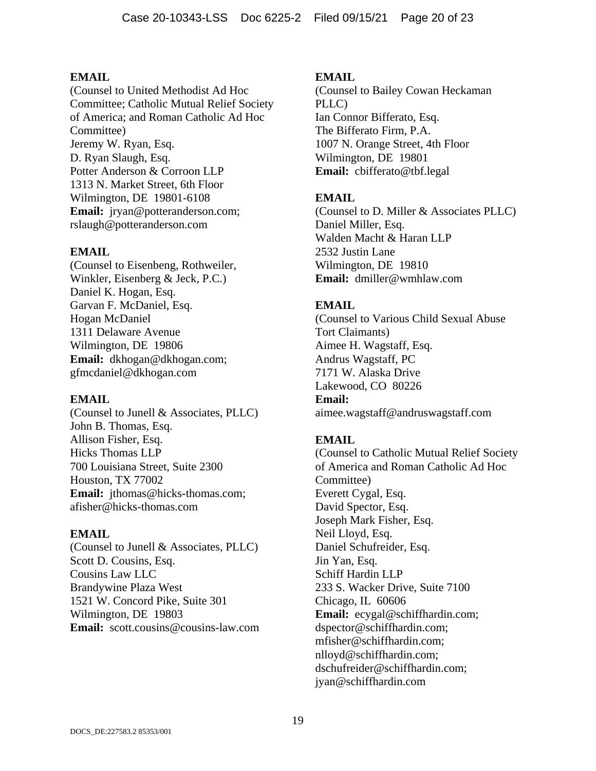**EMAIL**
(Counsel to United Methodist Ad Hoc Committee; Catholic Mutual Relief Society of America; and Roman Catholic Ad Hoc Committee)
Jeremy W. Ryan, Esq.
D. Ryan Slaugh, Esq.
Potter Anderson & Corroon LLP
1313 N. Market Street, 6th Floor
Wilmington, DE 19801-6108
**Email:** jryan@potteranderson.com; rslaugh@potteranderson.com

**EMAIL**
(Counsel to Eisenbeng, Rothweiler, Winkler, Eisenberg & Jeck, P.C.)
Daniel K. Hogan, Esq.
Garvan F. McDaniel, Esq.
Hogan McDaniel
1311 Delaware Avenue
Wilmington, DE 19806
**Email:** dkhogan@dkhogan.com; gfmcdaniel@dkhogan.com

**EMAIL**
(Counsel to Junell & Associates, PLLC)
John B. Thomas, Esq.
Allison Fisher, Esq.
Hicks Thomas LLP
700 Louisiana Street, Suite 2300
Houston, TX 77002
**Email:** jthomas@hicks-thomas.com; afisher@hicks-thomas.com

**EMAIL**
(Counsel to Junell & Associates, PLLC)
Scott D. Cousins, Esq.
Cousins Law LLC
Brandywine Plaza West
1521 W. Concord Pike, Suite 301
Wilmington, DE 19803
**Email:** scott.cousins@cousins-law.com

**EMAIL**
(Counsel to Bailey Cowan Heckaman PLLC)
Ian Connor Bifferato, Esq.
The Bifferato Firm, P.A.
1007 N. Orange Street, 4th Floor
Wilmington, DE 19801
**Email:** cbifferato@tbf.legal

**EMAIL**
(Counsel to D. Miller & Associates PLLC)
Daniel Miller, Esq.
Walden Macht & Haran LLP
2532 Justin Lane
Wilmington, DE 19810
**Email:** dmiller@wmhlaw.com

**EMAIL**
(Counsel to Various Child Sexual Abuse Tort Claimants)
Aimee H. Wagstaff, Esq.
Andrus Wagstaff, PC
7171 W. Alaska Drive
Lakewood, CO 80226
**Email:** aimee.wagstaff@andruswagstaff.com

**EMAIL**
(Counsel to Catholic Mutual Relief Society of America and Roman Catholic Ad Hoc Committee)
Everett Cygal, Esq.
David Spector, Esq.
Joseph Mark Fisher, Esq.
Neil Lloyd, Esq.
Daniel Schufreider, Esq.
Jin Yan, Esq.
Schiff Hardin LLP
233 S. Wacker Drive, Suite 7100
Chicago, IL 60606
**Email:** ecygal@schiffhardin.com; dspector@schiffhardin.com; mfisher@schiffhardin.com; nlloyd@schiffhardin.com; dschufreider@schiffhardin.com; jyan@schiffhardin.com

DOCS_DE:227583.2 85353/001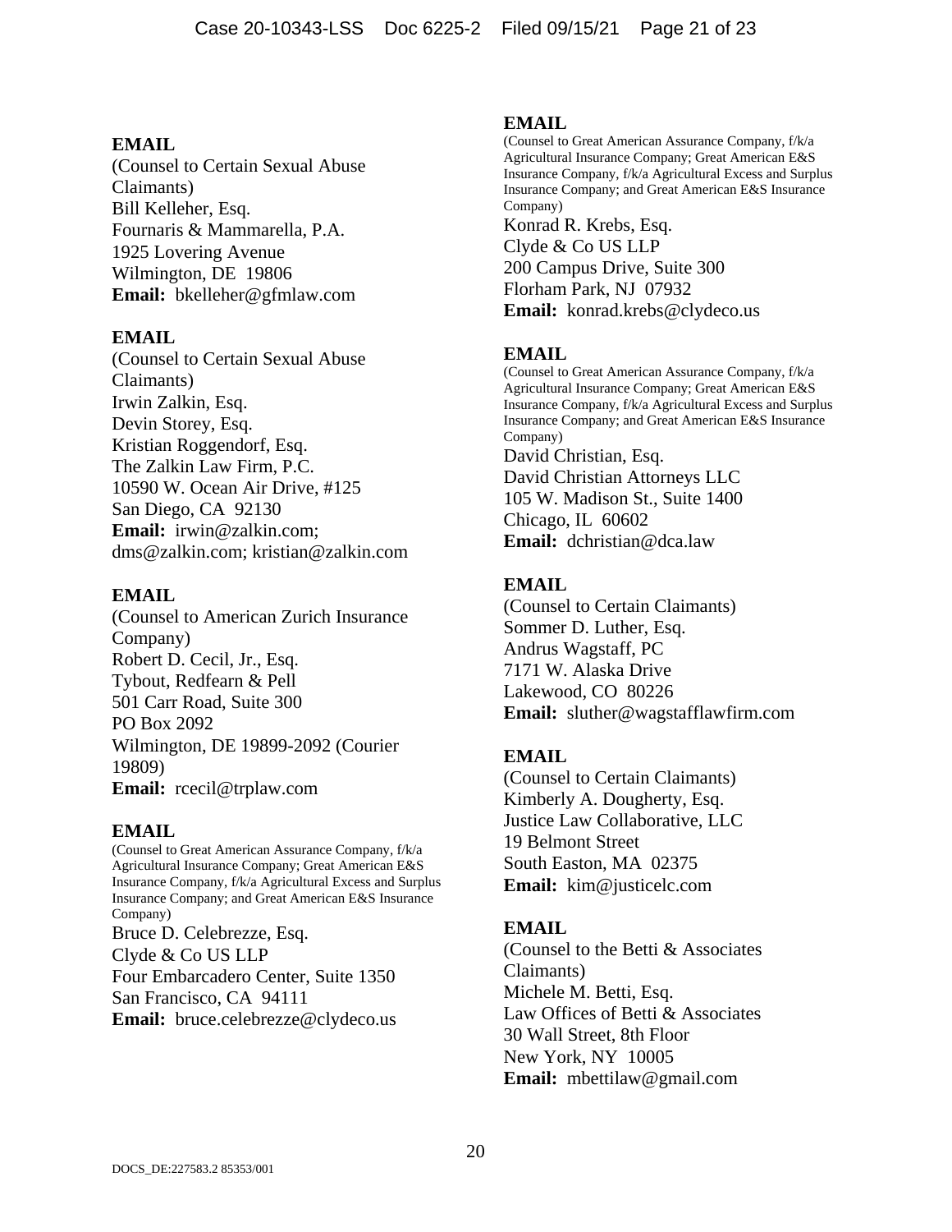**EMAIL**
(Counsel to Certain Sexual Abuse Claimants)
Bill Kelleher, Esq.
Fournaris & Mammarella, P.A.
1925 Lovering Avenue
Wilmington, DE 19806
**Email:** bkelleher@gfmlaw.com

**EMAIL**
(Counsel to Certain Sexual Abuse Claimants)
Irwin Zalkin, Esq.
Devin Storey, Esq.
Kristian Roggendorf, Esq.
The Zalkin Law Firm, P.C.
10590 W. Ocean Air Drive, #125
San Diego, CA 92130
**Email:** irwin@zalkin.com; dms@zalkin.com; kristian@zalkin.com

**EMAIL**
(Counsel to American Zurich Insurance Company)
Robert D. Cecil, Jr., Esq.
Tybout, Redfearn & Pell
501 Carr Road, Suite 300
PO Box 2092
Wilmington, DE 19899-2092 (Courier 19809)
**Email:** rcecil@trplaw.com

**EMAIL**
(Counsel to Great American Assurance Company, f/k/a Agricultural Insurance Company; Great American E&S Insurance Company, f/k/a Agricultural Excess and Surplus Insurance Company; and Great American E&S Insurance Company)
Bruce D. Celebrezze, Esq.
Clyde & Co US LLP
Four Embarcadero Center, Suite 1350
San Francisco, CA 94111
**Email:** bruce.celebrezze@clydeco.us

**EMAIL**
(Counsel to Great American Assurance Company, f/k/a Agricultural Insurance Company; Great American E&S Insurance Company, f/k/a Agricultural Excess and Surplus Insurance Company; and Great American E&S Insurance Company)
Konrad R. Krebs, Esq.
Clyde & Co US LLP
200 Campus Drive, Suite 300
Florham Park, NJ 07932
**Email:** konrad.krebs@clydeco.us

**EMAIL**
(Counsel to Great American Assurance Company, f/k/a Agricultural Insurance Company; Great American E&S Insurance Company, f/k/a Agricultural Excess and Surplus Insurance Company; and Great American E&S Insurance Company)
David Christian, Esq.
David Christian Attorneys LLC
105 W. Madison St., Suite 1400
Chicago, IL 60602
**Email:** dchristian@dca.law

**EMAIL**
(Counsel to Certain Claimants)
Sommer D. Luther, Esq.
Andrus Wagstaff, PC
7171 W. Alaska Drive
Lakewood, CO 80226
**Email:** sluther@wagstafflawfirm.com

**EMAIL**
(Counsel to Certain Claimants)
Kimberly A. Dougherty, Esq.
Justice Law Collaborative, LLC
19 Belmont Street
South Easton, MA 02375
**Email:** kim@justicelc.com

**EMAIL**
(Counsel to the Betti & Associates Claimants)
Michele M. Betti, Esq.
Law Offices of Betti & Associates
30 Wall Street, 8th Floor
New York, NY 10005
**Email:** mbettilaw@gmail.com

DOCS_DE:227583.2 85353/001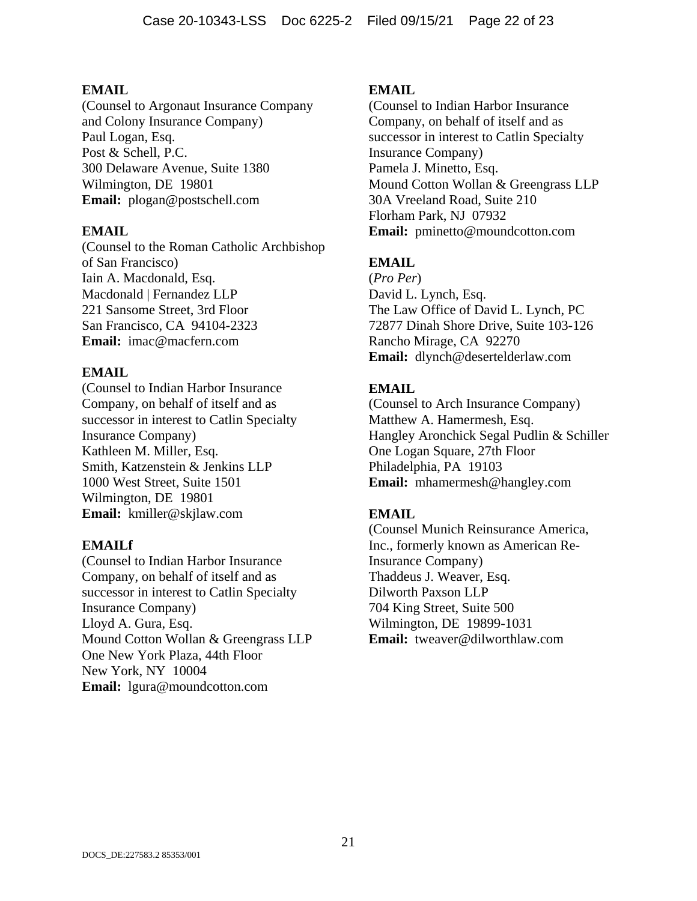**EMAIL**
(Counsel to Argonaut Insurance Company and Colony Insurance Company)
Paul Logan, Esq.
Post & Schell, P.C.
300 Delaware Avenue, Suite 1380
Wilmington, DE 19801
**Email:** plogan@postschell.com

**EMAIL**
(Counsel to the Roman Catholic Archbishop of San Francisco)
Iain A. Macdonald, Esq.
Macdonald | Fernandez LLP
221 Sansome Street, 3rd Floor
San Francisco, CA 94104-2323
**Email:** imac@macfern.com

**EMAIL**
(Counsel to Indian Harbor Insurance Company, on behalf of itself and as successor in interest to Catlin Specialty Insurance Company)
Kathleen M. Miller, Esq.
Smith, Katzenstein & Jenkins LLP
1000 West Street, Suite 1501
Wilmington, DE 19801
**Email:** kmiller@skjlaw.com

**EMAILf**
(Counsel to Indian Harbor Insurance Company, on behalf of itself and as successor in interest to Catlin Specialty Insurance Company)
Lloyd A. Gura, Esq.
Mound Cotton Wollan & Greengrass LLP
One New York Plaza, 44th Floor
New York, NY 10004
**Email:** lgura@moundcotton.com

**EMAIL**
(Counsel to Indian Harbor Insurance Company, on behalf of itself and as successor in interest to Catlin Specialty Insurance Company)
Pamela J. Minetto, Esq.
Mound Cotton Wollan & Greengrass LLP
30A Vreeland Road, Suite 210
Florham Park, NJ 07932
**Email:** pminetto@moundcotton.com

**EMAIL**
(*Pro Per*)
David L. Lynch, Esq.
The Law Office of David L. Lynch, PC
72877 Dinah Shore Drive, Suite 103-126
Rancho Mirage, CA 92270
**Email:** dlynch@deserteldelaw.com

**EMAIL**
(Counsel to Arch Insurance Company)
Matthew A. Hamermesh, Esq.
Hangley Aronchick Segal Pudlin & Schiller
One Logan Square, 27th Floor
Philadelphia, PA 19103
**Email:** mhamermesh@hangley.com

**EMAIL**
(Counsel Munich Reinsurance America, Inc., formerly known as American Re-Insurance Company)
Thaddeus J. Weaver, Esq.
Dilworth Paxson LLP
704 King Street, Suite 500
Wilmington, DE 19899-1031
**Email:** tweaver@dilworthlaw.com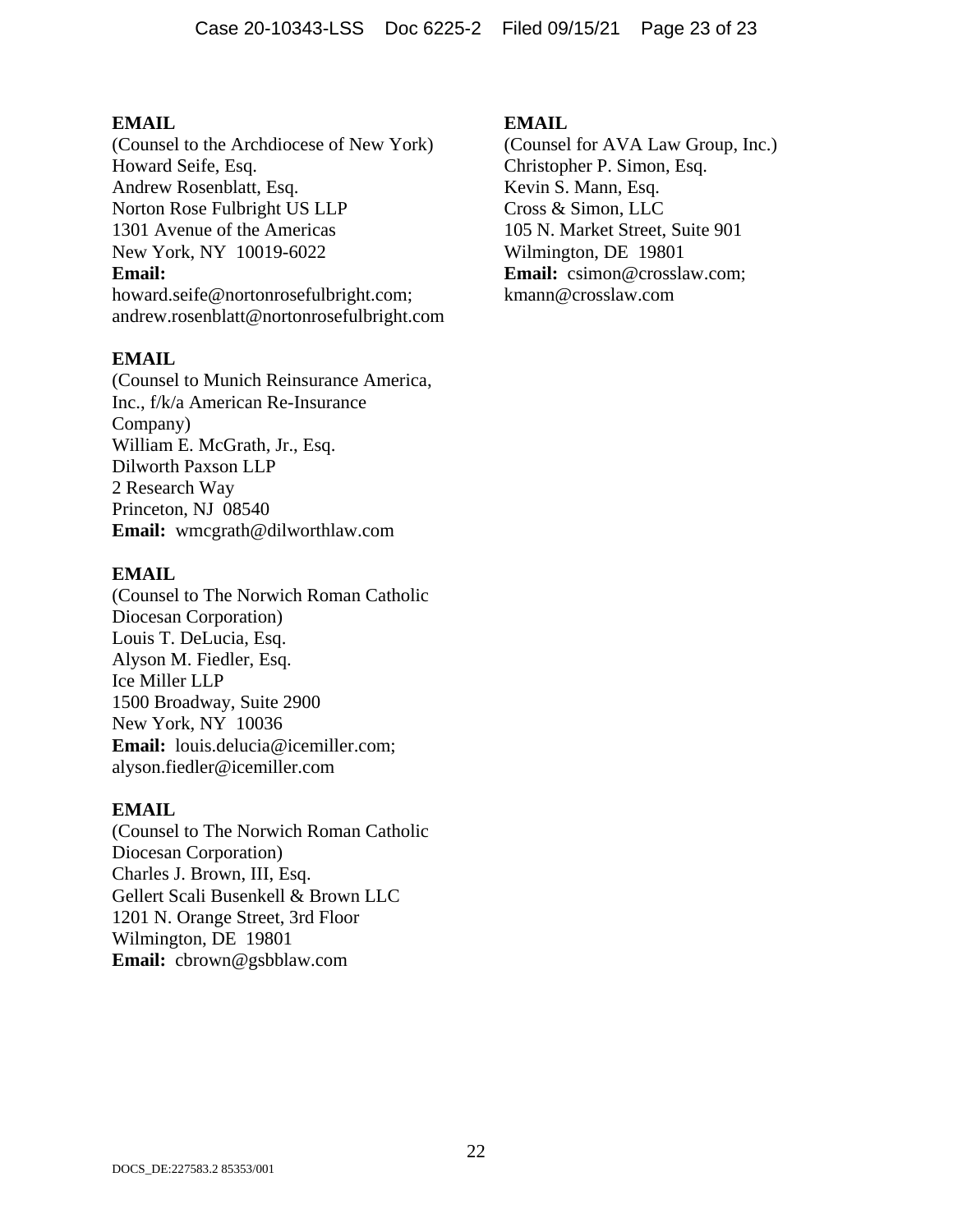**EMAIL**
(Counsel to the Archdiocese of New York)
Howard Seife, Esq.
Andrew Rosenblatt, Esq.
Norton Rose Fulbright US LLP
1301 Avenue of the Americas
New York, NY 10019-6022
**Email:**
howard.seife@nortonrosefulbright.com;
andrew.rosenblatt@nortonrosefulbright.com

**EMAIL**
(Counsel to Munich Reinsurance America, Inc., f/k/a American Re-Insurance Company)
William E. McGrath, Jr., Esq.
Dilworth Paxson LLP
2 Research Way
Princeton, NJ 08540
**Email:** wmcgrath@dilworthlaw.com

**EMAIL**
(Counsel to The Norwich Roman Catholic Diocesan Corporation)
Louis T. DeLucia, Esq.
Alyson M. Fiedler, Esq.
Ice Miller LLP
1500 Broadway, Suite 2900
New York, NY 10036
**Email:** louis.delucia@icemiller.com;
alyson.fiedler@icemiller.com

**EMAIL**
(Counsel to The Norwich Roman Catholic Diocesan Corporation)
Charles J. Brown, III, Esq.
Gellert Scali Busenkell & Brown LLC
1201 N. Orange Street, 3rd Floor
Wilmington, DE 19801
**Email:** cbrown@gsbblaw.com

**EMAIL**
(Counsel for AVA Law Group, Inc.)
Christopher P. Simon, Esq.
Kevin S. Mann, Esq.
Cross & Simon, LLC
105 N. Market Street, Suite 901
Wilmington, DE 19801
**Email:** csimon@crosslaw.com;
kmann@crosslaw.com

DOCS_DE:227583.2 85353/001